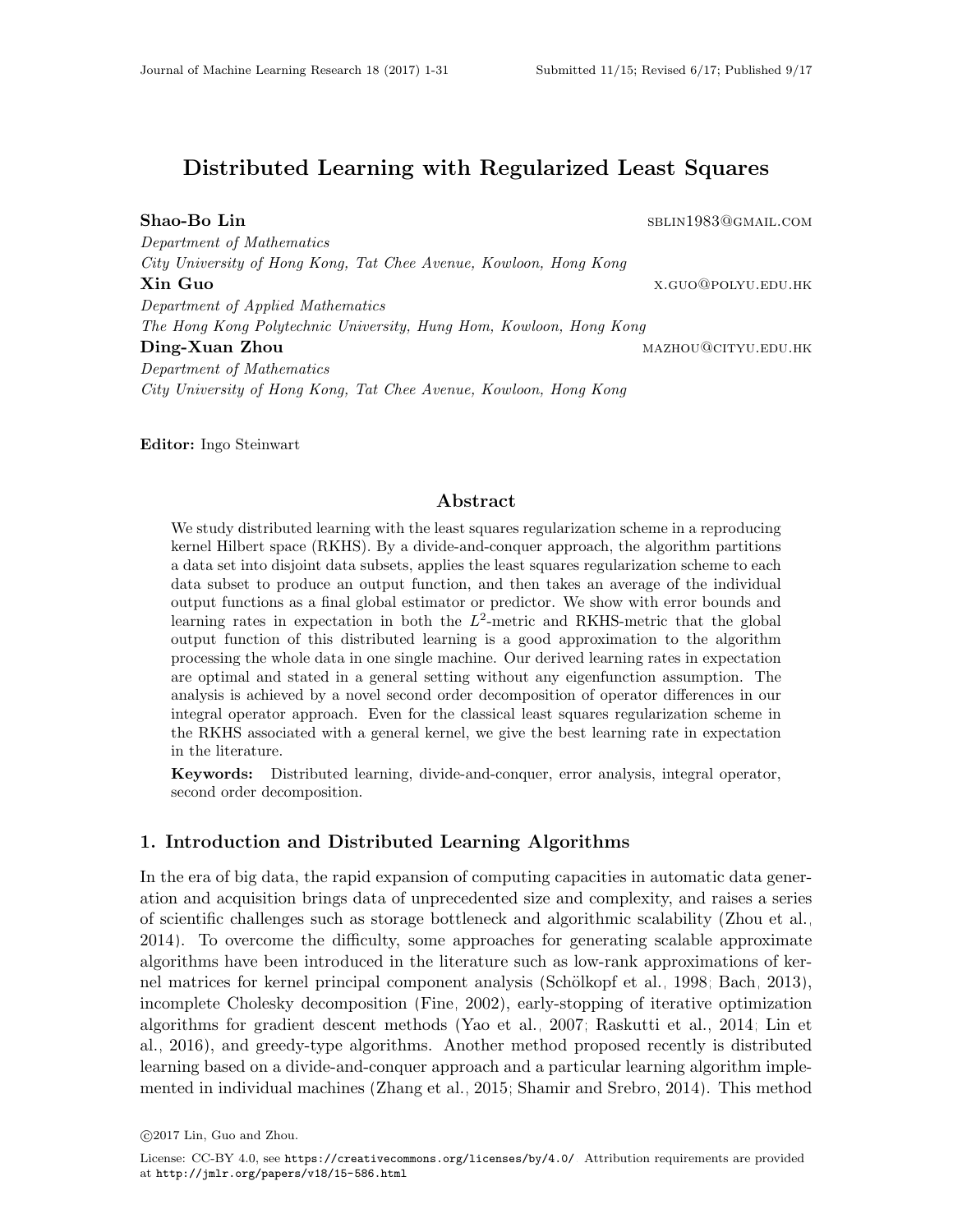# Distributed Learning with Regularized Least Squares

**Shao-Bo Lin** sblin1983@gmail.com
*Department of Mathematics*
*City University of Hong Kong, Tat Chee Avenue, Kowloon, Hong Kong*

**Xin Guo** x.guo@polyu.edu.hk
*Department of Applied Mathematics*
*The Hong Kong Polytechnic University, Hung Hom, Kowloon, Hong Kong*

**Ding-Xuan Zhou** mazhou@cityu.edu.hk
*Department of Mathematics*
*City University of Hong Kong, Tat Chee Avenue, Kowloon, Hong Kong*

**Editor:** Ingo Steinwart

## Abstract

We study distributed learning with the least squares regularization scheme in a reproducing kernel Hilbert space (RKHS). By a divide-and-conquer approach, the algorithm partitions a data set into disjoint data subsets, applies the least squares regularization scheme to each data subset to produce an output function, and then takes an average of the individual output functions as a final global estimator or predictor. We show with error bounds and learning rates in expectation in both the $L^2$-metric and RKHS-metric that the global output function of this distributed learning is a good approximation to the algorithm processing the whole data in one single machine. Our derived learning rates in expectation are optimal and stated in a general setting without any eigenfunction assumption. The analysis is achieved by a novel second order decomposition of operator differences in our integral operator approach. Even for the classical least squares regularization scheme in the RKHS associated with a general kernel, we give the best learning rate in expectation in the literature.

**Keywords:** Distributed learning, divide-and-conquer, error analysis, integral operator, second order decomposition.

## 1. Introduction and Distributed Learning Algorithms

In the era of big data, the rapid expansion of computing capacities in automatic data generation and acquisition brings data of unprecedented size and complexity, and raises a series of scientific challenges such as storage bottleneck and algorithmic scalability (Zhou et al., 2014). To overcome the difficulty, some approaches for generating scalable approximate algorithms have been introduced in the literature such as low-rank approximations of kernel matrices for kernel principal component analysis (Schölkopf et al., 1998; Bach, 2013), incomplete Cholesky decomposition (Fine, 2002), early-stopping of iterative optimization algorithms for gradient descent methods (Yao et al., 2007; Raskutti et al., 2014; Lin et al., 2016), and greedy-type algorithms. Another method proposed recently is distributed learning based on a divide-and-conquer approach and a particular learning algorithm implemented in individual machines (Zhang et al., 2015; Shamir and Srebro, 2014). This method

©2017 Lin, Guo and Zhou.

License: CC-BY 4.0, see https://creativecommons.org/licenses/by/4.0/. Attribution requirements are provided at http://jmlr.org/papers/v18/15-586.html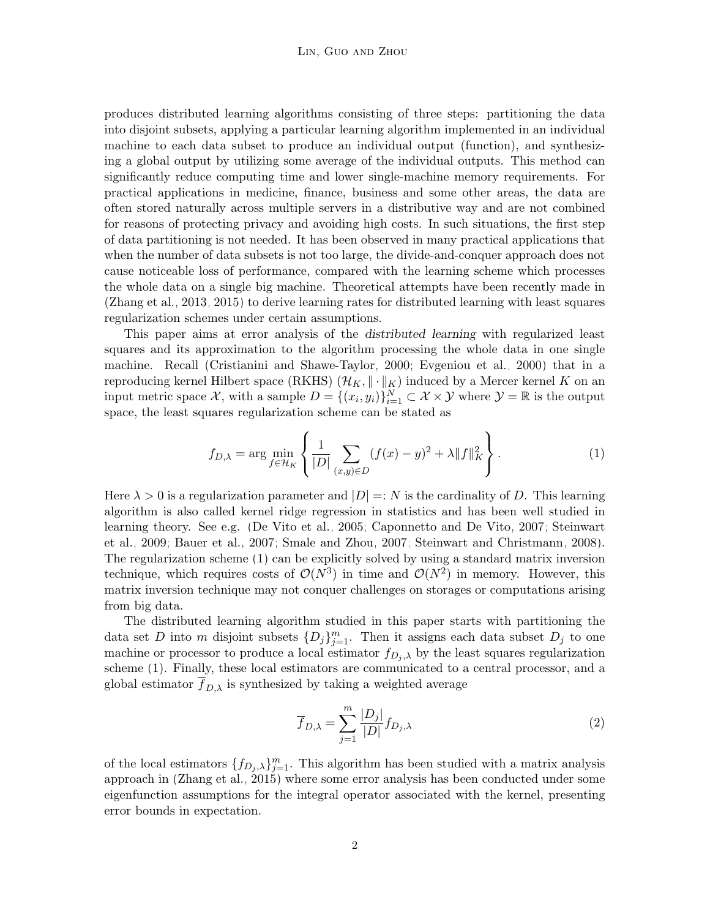produces distributed learning algorithms consisting of three steps: partitioning the data into disjoint subsets, applying a particular learning algorithm implemented in an individual machine to each data subset to produce an individual output (function), and synthesizing a global output by utilizing some average of the individual outputs. This method can significantly reduce computing time and lower single-machine memory requirements. For practical applications in medicine, finance, business and some other areas, the data are often stored naturally across multiple servers in a distributive way and are not combined for reasons of protecting privacy and avoiding high costs. In such situations, the first step of data partitioning is not needed. It has been observed in many practical applications that when the number of data subsets is not too large, the divide-and-conquer approach does not cause noticeable loss of performance, compared with the learning scheme which processes the whole data on a single big machine. Theoretical attempts have been recently made in (Zhang et al., 2013, 2015) to derive learning rates for distributed learning with least squares regularization schemes under certain assumptions.

This paper aims at error analysis of the *distributed learning* with regularized least squares and its approximation to the algorithm processing the whole data in one single machine. Recall (Cristianini and Shawe-Taylor, 2000; Evgeniou et al., 2000) that in a reproducing kernel Hilbert space (RKHS) $(\mathcal{H}_K, \|\cdot\|_K)$ induced by a Mercer kernel $K$ on an input metric space $\mathcal{X}$, with a sample $D = \{(x_i, y_i)\}_{i=1}^N \subset \mathcal{X} \times \mathcal{Y}$ where $\mathcal{Y} = \mathbb{R}$ is the output space, the least squares regularization scheme can be stated as

$$f_{D,\lambda} = \arg\min_{f \in \mathcal{H}_K} \left\{ \frac{1}{|D|} \sum_{(x,y)\in D} (f(x) - y)^2 + \lambda \|f\|_K^2 \right\}. \tag{1}$$

Here $\lambda > 0$ is a regularization parameter and $|D| =: N$ is the cardinality of $D$. This learning algorithm is also called kernel ridge regression in statistics and has been well studied in learning theory. See e.g. (De Vito et al., 2005; Caponnetto and De Vito, 2007; Steinwart et al., 2009; Bauer et al., 2007; Smale and Zhou, 2007; Steinwart and Christmann, 2008). The regularization scheme (1) can be explicitly solved by using a standard matrix inversion technique, which requires costs of $\mathcal{O}(N^3)$ in time and $\mathcal{O}(N^2)$ in memory. However, this matrix inversion technique may not conquer challenges on storages or computations arising from big data.

The distributed learning algorithm studied in this paper starts with partitioning the data set $D$ into $m$ disjoint subsets $\{D_j\}_{j=1}^m$. Then it assigns each data subset $D_j$ to one machine or processor to produce a local estimator $f_{D_j,\lambda}$ by the least squares regularization scheme (1). Finally, these local estimators are communicated to a central processor, and a global estimator $\overline{f}_{D,\lambda}$ is synthesized by taking a weighted average

$$\overline{f}_{D,\lambda} = \sum_{j=1}^{m} \frac{|D_j|}{|D|} f_{D_j,\lambda} \tag{2}$$

of the local estimators $\{f_{D_j,\lambda}\}_{j=1}^m$. This algorithm has been studied with a matrix analysis approach in (Zhang et al., 2015) where some error analysis has been conducted under some eigenfunction assumptions for the integral operator associated with the kernel, presenting error bounds in expectation.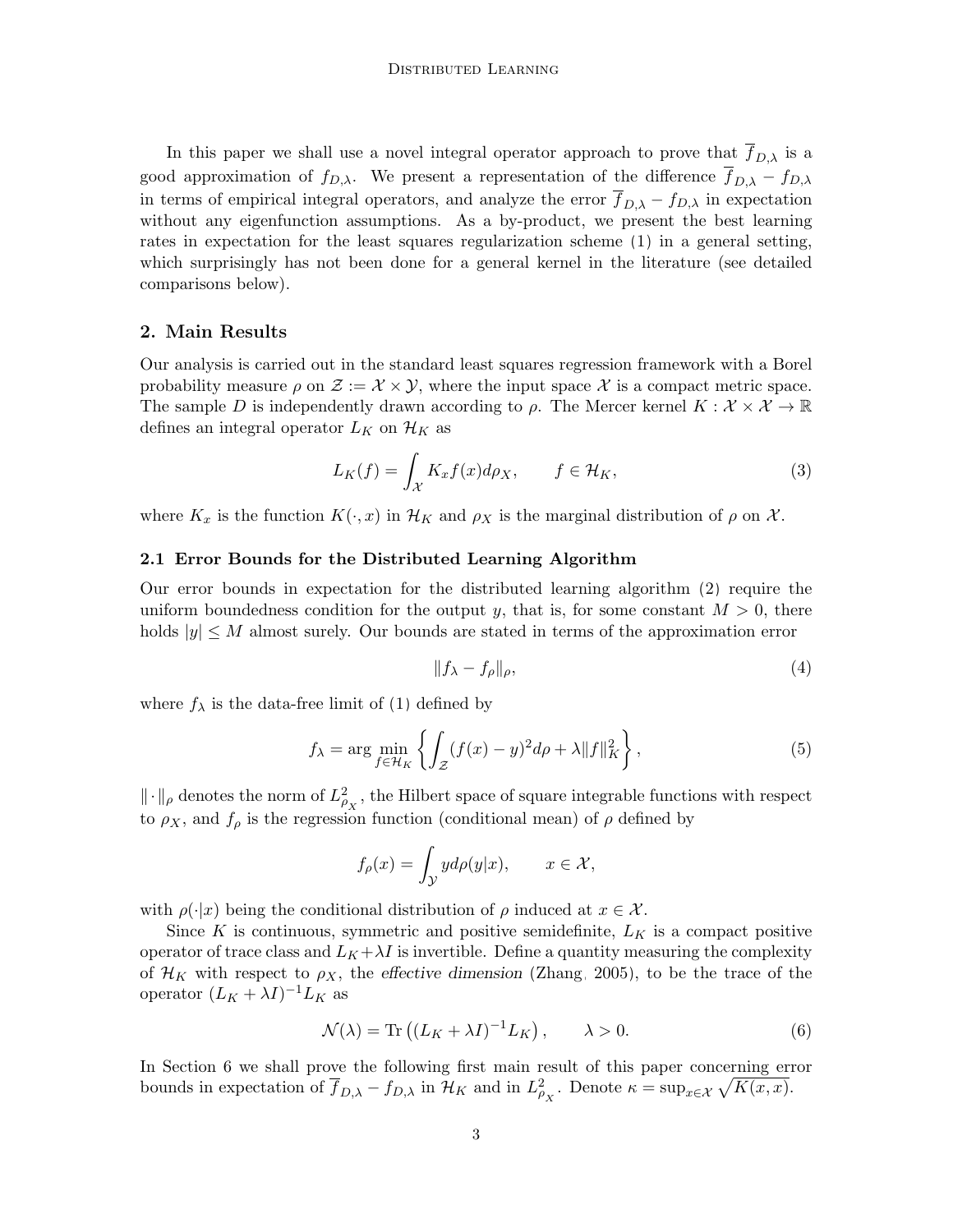In this paper we shall use a novel integral operator approach to prove that $\overline{f}_{D,\lambda}$ is a good approximation of $f_{D,\lambda}$. We present a representation of the difference $\overline{f}_{D,\lambda} - f_{D,\lambda}$ in terms of empirical integral operators, and analyze the error $\overline{f}_{D,\lambda} - f_{D,\lambda}$ in expectation without any eigenfunction assumptions. As a by-product, we present the best learning rates in expectation for the least squares regularization scheme (1) in a general setting, which surprisingly has not been done for a general kernel in the literature (see detailed comparisons below).

## 2. Main Results

Our analysis is carried out in the standard least squares regression framework with a Borel probability measure $\rho$ on $\mathcal{Z} := \mathcal{X} \times \mathcal{Y}$, where the input space $\mathcal{X}$ is a compact metric space. The sample $D$ is independently drawn according to $\rho$. The Mercer kernel $K : \mathcal{X} \times \mathcal{X} \to \mathbb{R}$ defines an integral operator $L_K$ on $\mathcal{H}_K$ as

$$L_K(f) = \int_{\mathcal{X}} K_x f(x) d\rho_X, \qquad f \in \mathcal{H}_K, \tag{3}$$

where $K_x$ is the function $K(\cdot, x)$ in $\mathcal{H}_K$ and $\rho_X$ is the marginal distribution of $\rho$ on $\mathcal{X}$.

### 2.1 Error Bounds for the Distributed Learning Algorithm

Our error bounds in expectation for the distributed learning algorithm (2) require the uniform boundedness condition for the output $y$, that is, for some constant $M > 0$, there holds $|y| \leq M$ almost surely. Our bounds are stated in terms of the approximation error

$$\|f_\lambda - f_\rho\|_\rho, \tag{4}$$

where $f_\lambda$ is the data-free limit of (1) defined by

$$f_\lambda = \arg \min_{f \in \mathcal{H}_K} \left\{ \int_{\mathcal{Z}} (f(x) - y)^2 d\rho + \lambda \|f\|_K^2 \right\}, \tag{5}$$

$\|\cdot\|_\rho$ denotes the norm of $L^2_{\rho_X}$, the Hilbert space of square integrable functions with respect to $\rho_X$, and $f_\rho$ is the regression function (conditional mean) of $\rho$ defined by

$$f_\rho(x) = \int_{\mathcal{Y}} y d\rho(y|x), \qquad x \in \mathcal{X},$$

with $\rho(\cdot|x)$ being the conditional distribution of $\rho$ induced at $x \in \mathcal{X}$.

Since $K$ is continuous, symmetric and positive semidefinite, $L_K$ is a compact positive operator of trace class and $L_K + \lambda I$ is invertible. Define a quantity measuring the complexity of $\mathcal{H}_K$ with respect to $\rho_X$, the *effective dimension* (Zhang, 2005), to be the trace of the operator $(L_K + \lambda I)^{-1} L_K$ as

$$\mathcal{N}(\lambda) = \mathrm{Tr}\left( (L_K + \lambda I)^{-1} L_K \right), \qquad \lambda > 0. \tag{6}$$

In Section 6 we shall prove the following first main result of this paper concerning error bounds in expectation of $\overline{f}_{D,\lambda} - f_{D,\lambda}$ in $\mathcal{H}_K$ and in $L^2_{\rho_X}$. Denote $\kappa = \sup_{x \in \mathcal{X}} \sqrt{K(x,x)}$.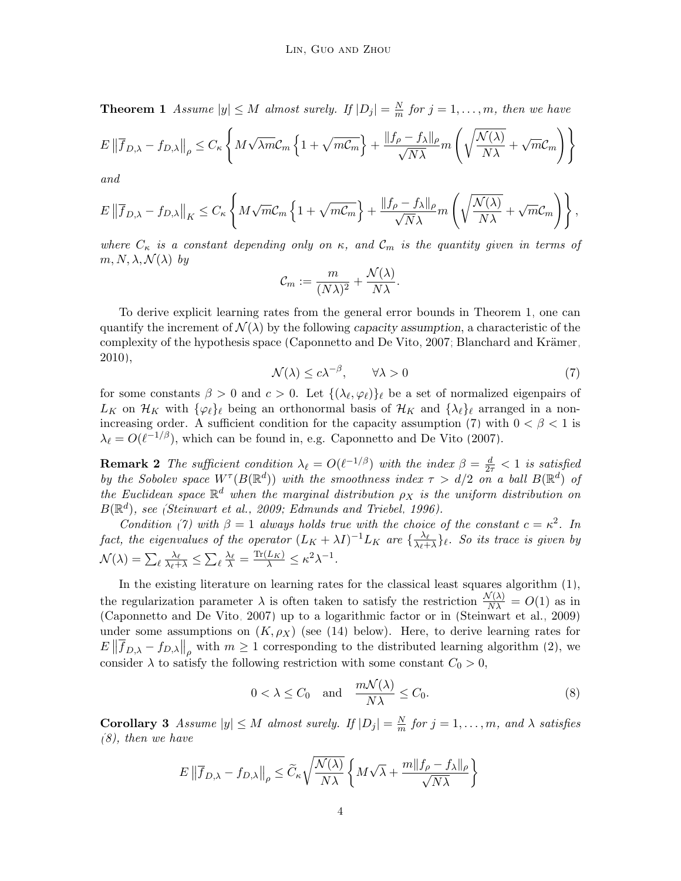**Theorem 1** *Assume $|y| \leq M$ almost surely. If $|D_j| = \frac{N}{m}$ for $j = 1, \ldots, m$, then we have*

$$E\left\|\overline{f}_{D,\lambda} - f_{D,\lambda}\right\|_\rho \leq C_\kappa \left\{ M\sqrt{\lambda m}\mathcal{C}_m \left\{1 + \sqrt{m\mathcal{C}_m}\right\} + \frac{\|f_\rho - f_\lambda\|_\rho}{\sqrt{N\lambda}} m \left( \sqrt{\frac{\mathcal{N}(\lambda)}{N\lambda}} + \sqrt{m}\mathcal{C}_m \right) \right\}$$

*and*

$$E\left\|\overline{f}_{D,\lambda} - f_{D,\lambda}\right\|_K \leq C_\kappa \left\{ M\sqrt{m}\mathcal{C}_m \left\{1 + \sqrt{m\mathcal{C}_m}\right\} + \frac{\|f_\rho - f_\lambda\|_\rho}{\sqrt{N\lambda}} m \left( \sqrt{\frac{\mathcal{N}(\lambda)}{N\lambda}} + \sqrt{m}\mathcal{C}_m \right) \right\},$$

*where $C_\kappa$ is a constant depending only on $\kappa$, and $\mathcal{C}_m$ is the quantity given in terms of $m, N, \lambda, \mathcal{N}(\lambda)$ by*

$$\mathcal{C}_m := \frac{m}{(N\lambda)^2} + \frac{\mathcal{N}(\lambda)}{N\lambda}.$$

To derive explicit learning rates from the general error bounds in Theorem 1, one can quantify the increment of $\mathcal{N}(\lambda)$ by the following *capacity assumption*, a characteristic of the complexity of the hypothesis space (Caponnetto and De Vito, 2007; Blanchard and Krämer, 2010),

$$\mathcal{N}(\lambda) \leq c\lambda^{-\beta}, \qquad \forall \lambda > 0 \tag{7}$$

for some constants $\beta > 0$ and $c > 0$. Let $\{(\lambda_\ell, \varphi_\ell)\}_\ell$ be a set of normalized eigenpairs of $L_K$ on $\mathcal{H}_K$ with $\{\varphi_\ell\}_\ell$ being an orthonormal basis of $\mathcal{H}_K$ and $\{\lambda_\ell\}_\ell$ arranged in a non-increasing order. A sufficient condition for the capacity assumption (7) with $0 < \beta < 1$ is $\lambda_\ell = O(\ell^{-1/\beta})$, which can be found in, e.g. Caponnetto and De Vito (2007).

**Remark 2** *The sufficient condition $\lambda_\ell = O(\ell^{-1/\beta})$ with the index $\beta = \frac{d}{2\tau} < 1$ is satisfied by the Sobolev space $W^\tau(B(\mathbb{R}^d))$ with the smoothness index $\tau > d/2$ on a ball $B(\mathbb{R}^d)$ of the Euclidean space $\mathbb{R}^d$ when the marginal distribution $\rho_X$ is the uniform distribution on $B(\mathbb{R}^d)$, see (Steinwart et al., 2009; Edmunds and Triebel, 1996).*

*Condition (7) with $\beta = 1$ always holds with the choice of the constant $c = \kappa^2$. In fact, the eigenvalues of the operator $(L_K + \lambda I)^{-1}L_K$ are $\{\frac{\lambda_\ell}{\lambda_\ell + \lambda}\}_\ell$. So its trace is given by $\mathcal{N}(\lambda) = \sum_\ell \frac{\lambda_\ell}{\lambda_\ell + \lambda} \leq \sum_\ell \frac{\lambda_\ell}{\lambda} = \frac{\mathrm{Tr}(L_K)}{\lambda} \leq \kappa^2\lambda^{-1}$.*

In the existing literature on learning rates for the classical least squares algorithm (1), the regularization parameter $\lambda$ is often taken to satisfy the restriction $\frac{\mathcal{N}(\lambda)}{N\lambda} = O(1)$ as in (Caponnetto and De Vito, 2007) up to a logarithmic factor or in (Steinwart et al., 2009) under some assumptions on $(K, \rho_X)$ (see (14) below). Here, to derive learning rates for $E\left\|\overline{f}_{D,\lambda} - f_{D,\lambda}\right\|_\rho$ with $m \geq 1$ corresponding to the distributed learning algorithm (2), we consider $\lambda$ to satisfy the following restriction with some constant $C_0 > 0$,

$$0 < \lambda \leq C_0 \quad \text{and} \quad \frac{m\mathcal{N}(\lambda)}{N\lambda} \leq C_0. \tag{8}$$

**Corollary 3** *Assume $|y| \leq M$ almost surely. If $|D_j| = \frac{N}{m}$ for $j = 1, \ldots, m$, and $\lambda$ satisfies (8), then we have*

$$E\left\|\overline{f}_{D,\lambda} - f_{D,\lambda}\right\|_\rho \leq \widetilde{C}_\kappa \sqrt{\frac{\mathcal{N}(\lambda)}{N\lambda}} \left\{ M\sqrt{\lambda} + \frac{m\|f_\rho - f_\lambda\|_\rho}{\sqrt{N\lambda}} \right\}$$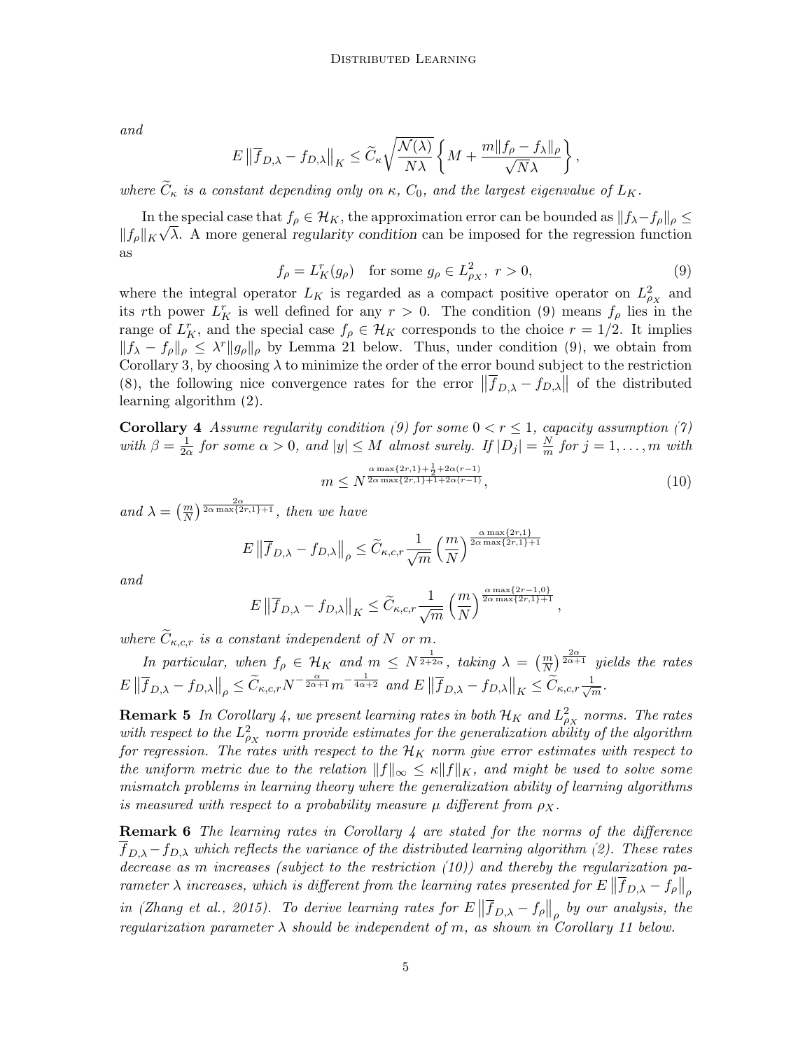*and*

$$E\left\|\overline{f}_{D,\lambda} - f_{D,\lambda}\right\|_K \leq \widetilde{C}_\kappa \sqrt{\frac{\mathcal{N}(\lambda)}{N\lambda}} \left\{ M + \frac{m\|f_\rho - f_\lambda\|_\rho}{\sqrt{N}\lambda} \right\},$$

*where $\widetilde{C}_\kappa$ is a constant depending only on $\kappa$, $C_0$, and the largest eigenvalue of $L_K$.*

In the special case that $f_\rho \in \mathcal{H}_K$, the approximation error can be bounded as $\|f_\lambda - f_\rho\|_\rho \leq \|f_\rho\|_K \sqrt{\lambda}$. A more general *regularity condition* can be imposed for the regression function as

$$f_\rho = L_K^r(g_\rho) \quad \text{for some } g_\rho \in L^2_{\rho_X},\ r > 0, \tag{9}$$

where the integral operator $L_K$ is regarded as a compact positive operator on $L^2_{\rho_X}$ and its $r$th power $L_K^r$ is well defined for any $r > 0$. The condition (9) means $f_\rho$ lies in the range of $L_K^r$, and the special case $f_\rho \in \mathcal{H}_K$ corresponds to the choice $r = 1/2$. It implies $\|f_\lambda - f_\rho\|_\rho \leq \lambda^r \|g_\rho\|_\rho$ by Lemma 21 below. Thus, under condition (9), we obtain from Corollary 3, by choosing $\lambda$ to minimize the order of the error bound subject to the restriction (8), the following nice convergence rates for the error $\left\|\overline{f}_{D,\lambda} - f_{D,\lambda}\right\|$ of the distributed learning algorithm (2).

**Corollary 4** *Assume regularity condition (9) for some $0 < r \leq 1$, capacity assumption (7) with $\beta = \frac{1}{2\alpha}$ for some $\alpha > 0$, and $|y| \leq M$ almost surely. If $|D_j| = \frac{N}{m}$ for $j = 1, \ldots, m$ with*

$$m \leq N^{\frac{\alpha \max\{2r,1\} + \frac{1}{2} + 2\alpha(r-1)}{2\alpha \max\{2r,1\} + 1 + 2\alpha(r-1)}}, \tag{10}$$

*and $\lambda = \left(\frac{m}{N}\right)^{\frac{2\alpha}{2\alpha \max\{2r,1\}+1}}$, then we have*

$$E\left\|\overline{f}_{D,\lambda} - f_{D,\lambda}\right\|_\rho \leq \widetilde{C}_{\kappa,c,r} \frac{1}{\sqrt{m}} \left(\frac{m}{N}\right)^{\frac{\alpha \max\{2r,1\}}{2\alpha \max\{2r,1\}+1}}$$

*and*

$$E\left\|\overline{f}_{D,\lambda} - f_{D,\lambda}\right\|_K \leq \widetilde{C}_{\kappa,c,r} \frac{1}{\sqrt{m}} \left(\frac{m}{N}\right)^{\frac{\alpha \max\{2r-1,0\}}{2\alpha \max\{2r,1\}+1}},$$

*where $\widetilde{C}_{\kappa,c,r}$ is a constant independent of $N$ or $m$.*

*In particular, when $f_\rho \in \mathcal{H}_K$ and $m \leq N^{\frac{1}{2+2\alpha}}$, taking $\lambda = \left(\frac{m}{N}\right)^{\frac{2\alpha}{2\alpha+1}}$ yields the rates $E\left\|\overline{f}_{D,\lambda} - f_{D,\lambda}\right\|_\rho \leq \widetilde{C}_{\kappa,c,r} N^{-\frac{\alpha}{2\alpha+1}} m^{-\frac{1}{4\alpha+2}}$ and $E\left\|\overline{f}_{D,\lambda} - f_{D,\lambda}\right\|_K \leq \widetilde{C}_{\kappa,c,r} \frac{1}{\sqrt{m}}$.*

**Remark 5** *In Corollary 4, we present learning rates in both $\mathcal{H}_K$ and $L^2_{\rho_X}$ norms. The rates with respect to the $L^2_{\rho_X}$ norm provide estimates for the generalization ability of the algorithm for regression. The rates with respect to the $\mathcal{H}_K$ norm give error estimates with respect to the uniform metric due to the relation $\|f\|_\infty \leq \kappa \|f\|_K$, and might be used to solve some mismatch problems in learning theory where the generalization ability of learning algorithms is measured with respect to a probability measure $\mu$ different from $\rho_X$.*

**Remark 6** *The learning rates in Corollary 4 are stated for the norms of the difference $\overline{f}_{D,\lambda} - f_{D,\lambda}$ which reflects the variance of the distributed learning algorithm (2). These rates decrease as $m$ increases (subject to the restriction (10)) and thereby the regularization parameter $\lambda$ increases, which is different from the learning rates presented for $E\left\|\overline{f}_{D,\lambda} - f_\rho\right\|_\rho$ in (Zhang et al., 2015). To derive learning rates for $E\left\|\overline{f}_{D,\lambda} - f_\rho\right\|_\rho$ by our analysis, the regularization parameter $\lambda$ should be independent of $m$, as shown in Corollary 11 below.*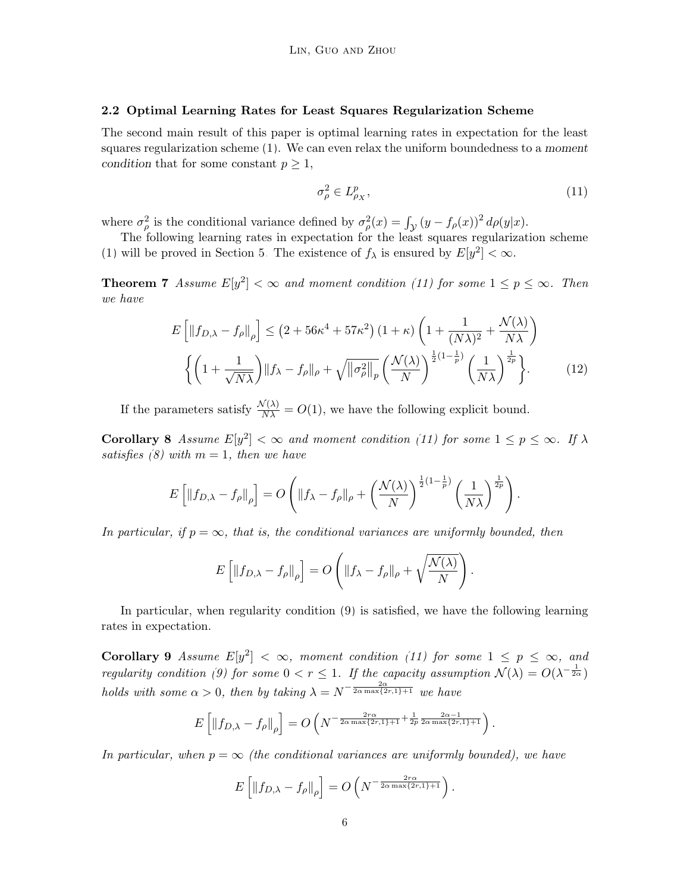### 2.2 Optimal Learning Rates for Least Squares Regularization Scheme

The second main result of this paper is optimal learning rates in expectation for the least squares regularization scheme (1). We can even relax the uniform boundedness to a *moment condition* that for some constant $p \geq 1$,

$$\sigma_\rho^2 \in L^p_{\rho_X}, \tag{11}$$

where $\sigma_\rho^2$ is the conditional variance defined by $\sigma_\rho^2(x) = \int_{\mathcal{Y}} (y - f_\rho(x))^2 d\rho(y|x)$.

The following learning rates in expectation for the least squares regularization scheme (1) will be proved in Section 5. The existence of $f_\lambda$ is ensured by $E[y^2] < \infty$.

**Theorem 7** *Assume $E[y^2] < \infty$ and moment condition (11) for some $1 \leq p \leq \infty$. Then we have*

$$E\left[\|f_{D,\lambda} - f_\rho\|_\rho\right] \leq \left(2 + 56\kappa^4 + 57\kappa^2\right)(1+\kappa)\left(1 + \frac{1}{(N\lambda)^2} + \frac{\mathcal{N}(\lambda)}{N\lambda}\right)$$
$$\left\{\left(1 + \frac{1}{\sqrt{N\lambda}}\right)\|f_\lambda - f_\rho\|_\rho + \sqrt{\left\|\sigma_\rho^2\right\|_p}\left(\frac{\mathcal{N}(\lambda)}{N}\right)^{\frac{1}{2}(1-\frac{1}{p})}\left(\frac{1}{N\lambda}\right)^{\frac{1}{2p}}\right\}. \tag{12}$$

If the parameters satisfy $\frac{\mathcal{N}(\lambda)}{N\lambda} = O(1)$, we have the following explicit bound.

**Corollary 8** *Assume $E[y^2] < \infty$ and moment condition (11) for some $1 \leq p \leq \infty$. If $\lambda$ satisfies (8) with $m = 1$, then we have*

$$E\left[\|f_{D,\lambda} - f_\rho\|_\rho\right] = O\left(\|f_\lambda - f_\rho\|_\rho + \left(\frac{\mathcal{N}(\lambda)}{N}\right)^{\frac{1}{2}(1-\frac{1}{p})}\left(\frac{1}{N\lambda}\right)^{\frac{1}{2p}}\right).$$

*In particular, if $p = \infty$, that is, the conditional variances are uniformly bounded, then*

$$E\left[\|f_{D,\lambda} - f_\rho\|_\rho\right] = O\left(\|f_\lambda - f_\rho\|_\rho + \sqrt{\frac{\mathcal{N}(\lambda)}{N}}\right).$$

In particular, when regularity condition (9) is satisfied, we have the following learning rates in expectation.

**Corollary 9** *Assume $E[y^2] < \infty$, moment condition (11) for some $1 \leq p \leq \infty$, and regularity condition (9) for some $0 < r \leq 1$. If the capacity assumption $\mathcal{N}(\lambda) = O(\lambda^{-\frac{1}{2\alpha}})$ holds with some $\alpha > 0$, then by taking $\lambda = N^{-\frac{2\alpha}{2\alpha \max\{2r,1\}+1}}$ we have*

$$E\left[\|f_{D,\lambda} - f_\rho\|_\rho\right] = O\left(N^{-\frac{2r\alpha}{2\alpha \max\{2r,1\}+1} + \frac{1}{2p}\frac{2\alpha - 1}{2\alpha \max\{2r,1\}+1}}\right).$$

*In particular, when $p = \infty$ (the conditional variances are uniformly bounded), we have*

$$E\left[\|f_{D,\lambda} - f_\rho\|_\rho\right] = O\left(N^{-\frac{2r\alpha}{2\alpha \max\{2r,1\}+1}}\right).$$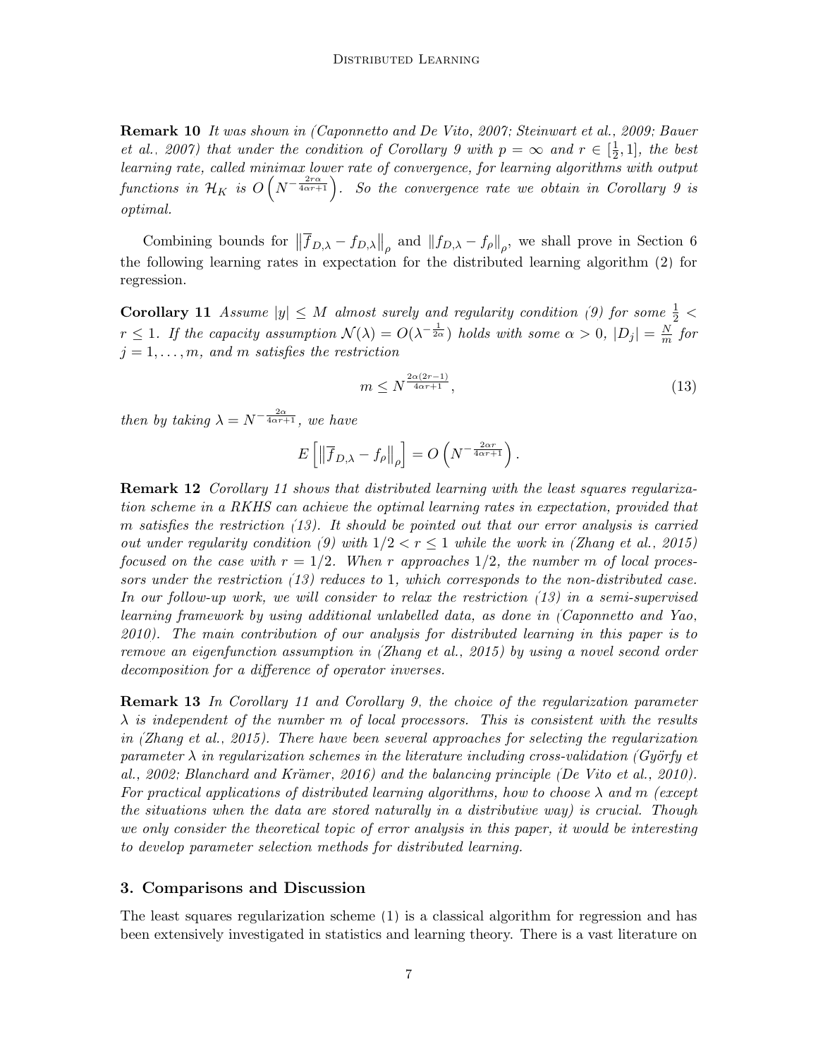**Remark 10** *It was shown in (Caponnetto and De Vito, 2007; Steinwart et al., 2009; Bauer et al., 2007) that under the condition of Corollary 9 with $p = \infty$ and $r \in [\frac{1}{2}, 1]$, the best learning rate, called minimax lower rate of convergence, for learning algorithms with output functions in $\mathcal{H}_K$ is $O\left(N^{-\frac{2r\alpha}{4\alpha r+1}}\right)$. So the convergence rate we obtain in Corollary 9 is optimal.*

Combining bounds for $\left\|\overline{f}_{D,\lambda} - f_{D,\lambda}\right\|_\rho$ and $\|f_{D,\lambda} - f_\rho\|_\rho$, we shall prove in Section 6 the following learning rates in expectation for the distributed learning algorithm (2) for regression.

**Corollary 11** *Assume $|y| \leq M$ almost surely and regularity condition (9) for some $\frac{1}{2} < r \leq 1$. If the capacity assumption $\mathcal{N}(\lambda) = O(\lambda^{-\frac{1}{2\alpha}})$ holds with some $\alpha > 0$, $|D_j| = \frac{N}{m}$ for $j = 1, \ldots, m$, and $m$ satisfies the restriction*

$$m \leq N^{\frac{2\alpha(2r-1)}{4\alpha r+1}}, \tag{13}$$

*then by taking $\lambda = N^{-\frac{2\alpha}{4\alpha r+1}}$, we have*

$$E\left[\left\|\overline{f}_{D,\lambda} - f_\rho\right\|_\rho\right] = O\left(N^{-\frac{2\alpha r}{4\alpha r+1}}\right).$$

**Remark 12** *Corollary 11 shows that distributed learning with the least squares regularization scheme in a RKHS can achieve the optimal learning rates in expectation, provided that $m$ satisfies the restriction (13). It should be pointed out that our error analysis is carried out under regularity condition (9) with $1/2 < r \leq 1$ while the work in (Zhang et al., 2015) focused on the case with $r = 1/2$. When $r$ approaches $1/2$, the number $m$ of local processors under the restriction (13) reduces to 1, which corresponds to the non-distributed case. In our follow-up work, we will consider to relax the restriction (13) in a semi-supervised learning framework by using additional unlabelled data, as done in (Caponnetto and Yao, 2010). The main contribution of our analysis for distributed learning in this paper is to remove an eigenfunction assumption in (Zhang et al., 2015) by using a novel second order decomposition for a difference of operator inverses.*

**Remark 13** *In Corollary 11 and Corollary 9, the choice of the regularization parameter $\lambda$ is independent of the number $m$ of local processors. This is consistent with the results in (Zhang et al., 2015). There have been several approaches for selecting the regularization parameter $\lambda$ in regularization schemes in the literature including cross-validation (Györfy et al., 2002; Blanchard and Krämer, 2016) and the balancing principle (De Vito et al., 2010). For practical applications of distributed learning algorithms, how to choose $\lambda$ and $m$ (except the situations when the data are stored naturally in a distributive way) is crucial. Though we only consider the theoretical topic of error analysis in this paper, it would be interesting to develop parameter selection methods for distributed learning.*

## 3. Comparisons and Discussion

The least squares regularization scheme (1) is a classical algorithm for regression and has been extensively investigated in statistics and learning theory. There is a vast literature on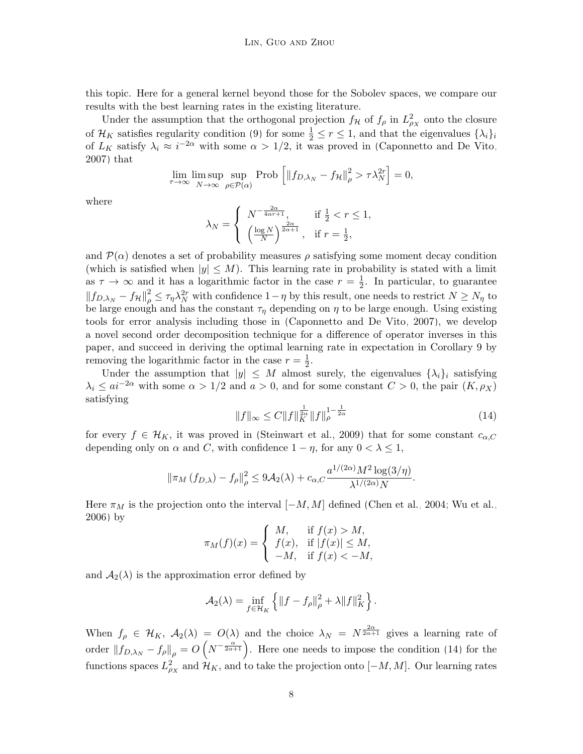this topic. Here for a general kernel beyond those for the Sobolev spaces, we compare our results with the best learning rates in the existing literature.

Under the assumption that the orthogonal projection $f_{\mathcal{H}}$ of $f_\rho$ in $L^2_{\rho_X}$ onto the closure of $\mathcal{H}_K$ satisfies regularity condition (9) for some $\frac{1}{2} \leq r \leq 1$, and that the eigenvalues $\{\lambda_i\}_i$ of $L_K$ satisfy $\lambda_i \approx i^{-2\alpha}$ with some $\alpha > 1/2$, it was proved in (Caponnetto and De Vito, 2007) that

$$\lim_{\tau \to \infty} \limsup_{N \to \infty} \sup_{\rho \in \mathcal{P}(\alpha)} \text{Prob}\left[ \|f_{D,\lambda_N} - f_{\mathcal{H}}\|_\rho^2 > \tau \lambda_N^{2r} \right] = 0,$$

where

$$\lambda_N = \begin{cases} N^{-\frac{2\alpha}{4\alpha r + 1}}, & \text{if } \frac{1}{2} < r \leq 1, \\ \left(\frac{\log N}{N}\right)^{\frac{2\alpha}{2\alpha+1}}, & \text{if } r = \frac{1}{2}, \end{cases}$$

and $\mathcal{P}(\alpha)$ denotes a set of probability measures $\rho$ satisfying some moment decay condition (which is satisfied when $|y| \leq M$). This learning rate in probability is stated with a limit as $\tau \to \infty$ and it has a logarithmic factor in the case $r = \frac{1}{2}$. In particular, to guarantee $\|f_{D,\lambda_N} - f_{\mathcal{H}}\|_\rho^2 \leq \tau_\eta \lambda_N^{2r}$ with confidence $1 - \eta$ by this result, one needs to restrict $N \geq N_\eta$ to be large enough and has the constant $\tau_\eta$ depending on $\eta$ to be large enough. Using existing tools for error analysis including those in (Caponnetto and De Vito, 2007), we develop a novel second order decomposition technique for a difference of operator inverses in this paper, and succeed in deriving the optimal learning rate in expectation in Corollary 9 by removing the logarithmic factor in the case $r = \frac{1}{2}$.

Under the assumption that $|y| \leq M$ almost surely, the eigenvalues $\{\lambda_i\}_i$ satisfying $\lambda_i \leq a i^{-2\alpha}$ with some $\alpha > 1/2$ and $a > 0$, and for some constant $C > 0$, the pair $(K, \rho_X)$ satisfying

$$\|f\|_\infty \leq C \|f\|_K^{\frac{1}{2\alpha}} \|f\|_\rho^{1 - \frac{1}{2\alpha}} \tag{14}$$

for every $f \in \mathcal{H}_K$, it was proved in (Steinwart et al., 2009) that for some constant $c_{\alpha,C}$ depending only on $\alpha$ and $C$, with confidence $1 - \eta$, for any $0 < \lambda \leq 1$,

$$\|\pi_M(f_{D,\lambda}) - f_\rho\|_\rho^2 \leq 9\mathcal{A}_2(\lambda) + c_{\alpha,C} \frac{a^{1/(2\alpha)} M^2 \log(3/\eta)}{\lambda^{1/(2\alpha)} N}.$$

Here $\pi_M$ is the projection onto the interval $[-M, M]$ defined (Chen et al., 2004; Wu et al., 2006) by

$$\pi_M(f)(x) = \begin{cases} M, & \text{if } f(x) > M, \\ f(x), & \text{if } |f(x)| \leq M, \\ -M, & \text{if } f(x) < -M, \end{cases}$$

and $\mathcal{A}_2(\lambda)$ is the approximation error defined by

$$\mathcal{A}_2(\lambda) = \inf_{f \in \mathcal{H}_K} \left\{ \|f - f_\rho\|_\rho^2 + \lambda \|f\|_K^2 \right\}.$$

When $f_\rho \in \mathcal{H}_K$, $\mathcal{A}_2(\lambda) = O(\lambda)$ and the choice $\lambda_N = N^{\frac{2\alpha}{2\alpha+1}}$ gives a learning rate of order $\|f_{D,\lambda_N} - f_\rho\|_\rho = O\left(N^{-\frac{\alpha}{2\alpha+1}}\right)$. Here one needs to impose the condition (14) for the functions spaces $L^2_{\rho_X}$ and $\mathcal{H}_K$, and to take the projection onto $[-M, M]$. Our learning rates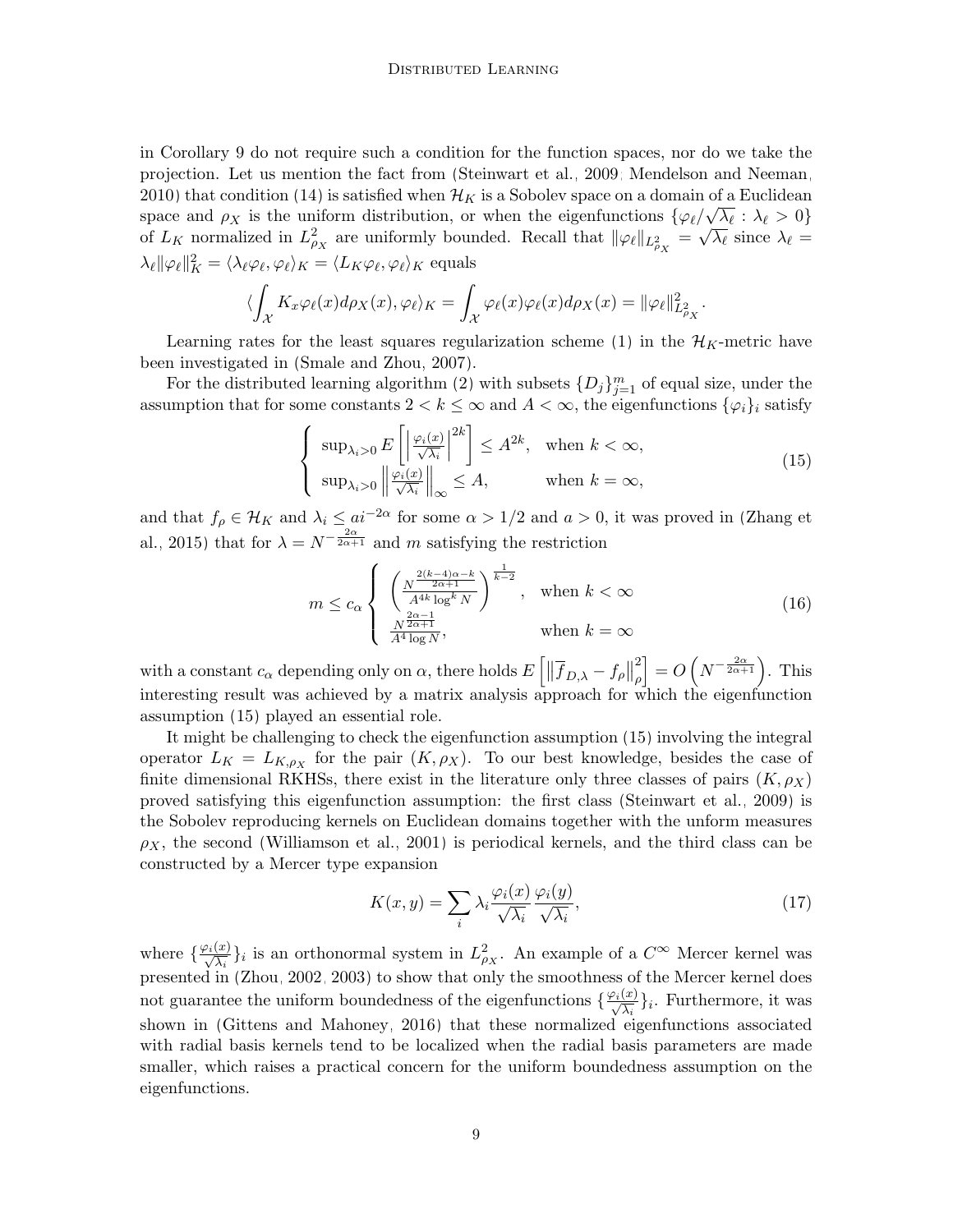in Corollary 9 do not require such a condition for the function spaces, nor do we take the projection. Let us mention the fact from (Steinwart et al., 2009; Mendelson and Neeman, 2010) that condition (14) is satisfied when $\mathcal{H}_K$ is a Sobolev space on a domain of a Euclidean space and $\rho_X$ is the uniform distribution, or when the eigenfunctions $\{\varphi_\ell/\sqrt{\lambda_\ell} : \lambda_\ell > 0\}$ of $L_K$ normalized in $L^2_{\rho_X}$ are uniformly bounded. Recall that $\|\varphi_\ell\|_{L^2_{\rho_X}} = \sqrt{\lambda_\ell}$ since $\lambda_\ell = \lambda_\ell \|\varphi_\ell\|_K^2 = \langle \lambda_\ell \varphi_\ell, \varphi_\ell \rangle_K = \langle L_K \varphi_\ell, \varphi_\ell \rangle_K$ equals

$$\langle \int_{\mathcal{X}} K_x \varphi_\ell(x) d\rho_X(x), \varphi_\ell \rangle_K = \int_{\mathcal{X}} \varphi_\ell(x) \varphi_\ell(x) d\rho_X(x) = \|\varphi_\ell\|^2_{L^2_{\rho_X}}.$$

Learning rates for the least squares regularization scheme (1) in the $\mathcal{H}_K$-metric have been investigated in (Smale and Zhou, 2007).

For the distributed learning algorithm (2) with subsets $\{D_j\}_{j=1}^m$ of equal size, under the assumption that for some constants $2 < k \leq \infty$ and $A < \infty$, the eigenfunctions $\{\varphi_i\}_i$ satisfy

$$\begin{cases} \sup_{\lambda_i > 0} E\left[ \left| \frac{\varphi_i(x)}{\sqrt{\lambda_i}} \right|^{2k} \right] \leq A^{2k}, & \text{when } k < \infty, \\ \sup_{\lambda_i > 0} \left\| \frac{\varphi_i(x)}{\sqrt{\lambda_i}} \right\|_\infty \leq A, & \text{when } k = \infty, \end{cases} \tag{15}$$

and that $f_\rho \in \mathcal{H}_K$ and $\lambda_i \leq a i^{-2\alpha}$ for some $\alpha > 1/2$ and $a > 0$, it was proved in (Zhang et al., 2015) that for $\lambda = N^{-\frac{2\alpha}{2\alpha+1}}$ and $m$ satisfying the restriction

$$m \leq c_\alpha \begin{cases} \left( \frac{N^{\frac{2(k-4)\alpha - k}{2\alpha+1}}}{A^{4k} \log^k N} \right)^{\frac{1}{k-2}}, & \text{when } k < \infty \\ \frac{N^{\frac{2\alpha-1}{2\alpha+1}}}{A^4 \log N}, & \text{when } k = \infty \end{cases} \tag{16}$$

with a constant $c_\alpha$ depending only on $\alpha$, there holds $E\left[ \left\| \overline{f}_{D,\lambda} - f_\rho \right\|_\rho^2 \right] = O\left( N^{-\frac{2\alpha}{2\alpha+1}} \right)$. This interesting result was achieved by a matrix analysis approach for which the eigenfunction assumption (15) played an essential role.

It might be challenging to check the eigenfunction assumption (15) involving the integral operator $L_K = L_{K,\rho_X}$ for the pair $(K, \rho_X)$. To our best knowledge, besides the case of finite dimensional RKHSs, there exist in the literature only three classes of pairs $(K, \rho_X)$ proved satisfying this eigenfunction assumption: the first class (Steinwart et al., 2009) is the Sobolev reproducing kernels on Euclidean domains together with the unform measures $\rho_X$, the second (Williamson et al., 2001) is periodical kernels, and the third class can be constructed by a Mercer type expansion

$$K(x, y) = \sum_i \lambda_i \frac{\varphi_i(x)}{\sqrt{\lambda_i}} \frac{\varphi_i(y)}{\sqrt{\lambda_i}}, \tag{17}$$

where $\{\frac{\varphi_i(x)}{\sqrt{\lambda_i}}\}_i$ is an orthonormal system in $L^2_{\rho_X}$. An example of a $C^\infty$ Mercer kernel was presented in (Zhou, 2002, 2003) to show that only the smoothness of the Mercer kernel does not guarantee the uniform boundedness of the eigenfunctions $\{\frac{\varphi_i(x)}{\sqrt{\lambda_i}}\}_i$. Furthermore, it was shown in (Gittens and Mahoney, 2016) that these normalized eigenfunctions associated with radial basis kernels tend to be localized when the radial basis parameters are made smaller, which raises a practical concern for the uniform boundedness assumption on the eigenfunctions.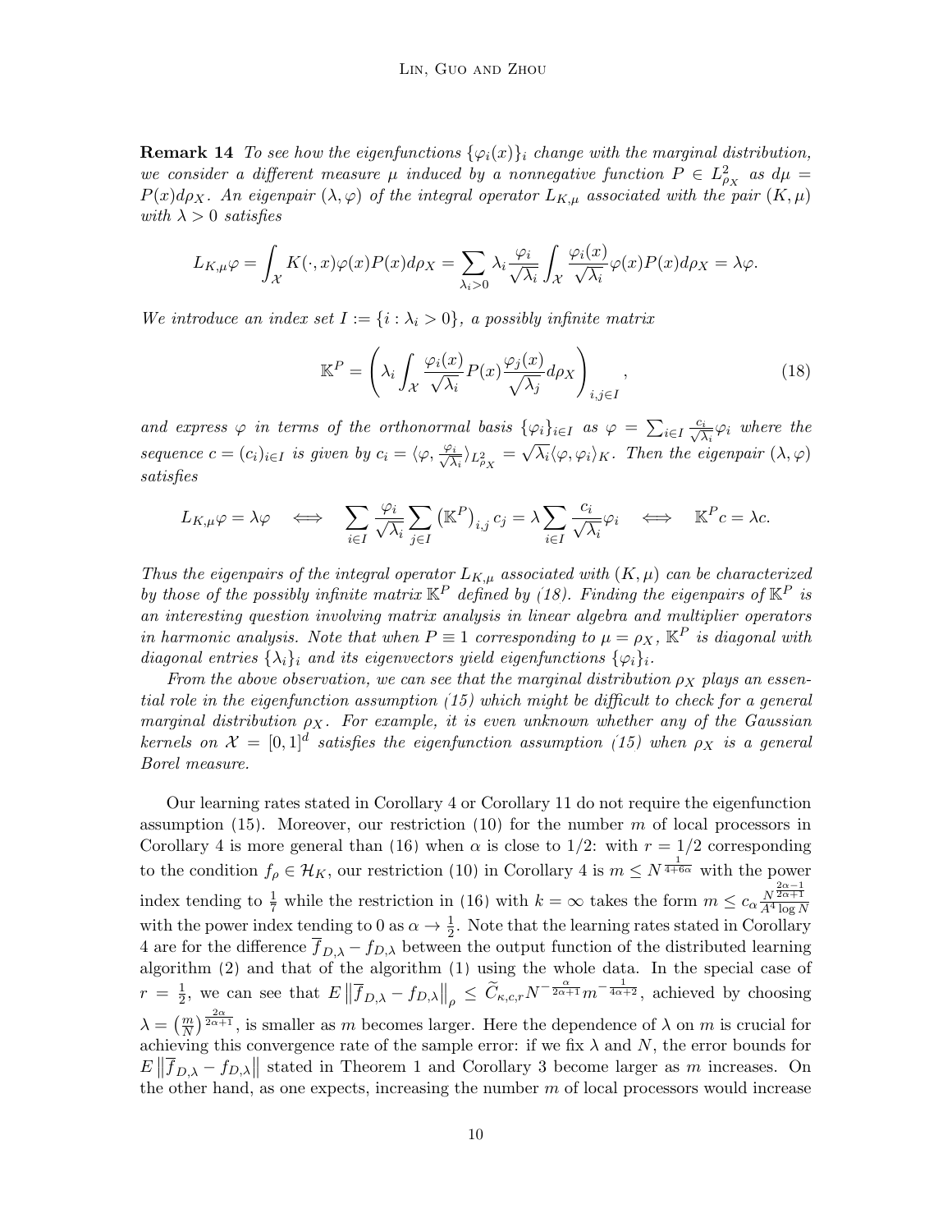**Remark 14** *To see how the eigenfunctions $\{\varphi_i(x)\}_i$ change with the marginal distribution, we consider a different measure $\mu$ induced by a nonnegative function $P \in L^2_{\rho_X}$ as $d\mu = P(x)d\rho_X$. An eigenpair $(\lambda, \varphi)$ of the integral operator $L_{K,\mu}$ associated with the pair $(K, \mu)$ with $\lambda > 0$ satisfies*

$$L_{K,\mu}\varphi = \int_{\mathcal{X}} K(\cdot, x)\varphi(x)P(x)d\rho_X = \sum_{\lambda_i > 0} \lambda_i \frac{\varphi_i}{\sqrt{\lambda_i}} \int_{\mathcal{X}} \frac{\varphi_i(x)}{\sqrt{\lambda_i}}\varphi(x)P(x)d\rho_X = \lambda\varphi.$$

*We introduce an index set $I := \{i : \lambda_i > 0\}$, a possibly infinite matrix*

$$\mathbb{K}^P = \left(\lambda_i \int_{\mathcal{X}} \frac{\varphi_i(x)}{\sqrt{\lambda_i}} P(x) \frac{\varphi_j(x)}{\sqrt{\lambda_j}} d\rho_X\right)_{i,j\in I}, \tag{18}$$

*and express $\varphi$ in terms of the orthonormal basis $\{\varphi_i\}_{i\in I}$ as $\varphi = \sum_{i\in I} \frac{c_i}{\sqrt{\lambda_i}}\varphi_i$ where the sequence $c = (c_i)_{i\in I}$ is given by $c_i = \langle \varphi, \frac{\varphi_i}{\sqrt{\lambda_i}}\rangle_{L^2_{\rho_X}} = \sqrt{\lambda_i}\langle \varphi, \varphi_i\rangle_K$. Then the eigenpair $(\lambda, \varphi)$ satisfies*

$$L_{K,\mu}\varphi = \lambda\varphi \iff \sum_{i\in I} \frac{\varphi_i}{\sqrt{\lambda_i}} \sum_{j\in I} \left(\mathbb{K}^P\right)_{i,j} c_j = \lambda \sum_{i\in I} \frac{c_i}{\sqrt{\lambda_i}}\varphi_i \iff \mathbb{K}^P c = \lambda c.$$

*Thus the eigenpairs of the integral operator $L_{K,\mu}$ associated with $(K, \mu)$ can be characterized by those of the possibly infinite matrix $\mathbb{K}^P$ defined by (18). Finding the eigenpairs of $\mathbb{K}^P$ is an interesting question involving matrix analysis in linear algebra and multiplier operators in harmonic analysis. Note that when $P \equiv 1$ corresponding to $\mu = \rho_X$, $\mathbb{K}^P$ is diagonal with diagonal entries $\{\lambda_i\}_i$ and its eigenvectors yield eigenfunctions $\{\varphi_i\}_i$.*

*From the above observation, we can see that the marginal distribution $\rho_X$ plays an essential role in the eigenfunction assumption (15) which might be difficult to check for a general marginal distribution $\rho_X$. For example, it is even unknown whether any of the Gaussian kernels on $\mathcal{X} = [0, 1]^d$ satisfies the eigenfunction assumption (15) when $\rho_X$ is a general Borel measure.*

Our learning rates stated in Corollary 4 or Corollary 11 do not require the eigenfunction assumption (15). Moreover, our restriction (10) for the number $m$ of local processors in Corollary 4 is more general than (16) when $\alpha$ is close to $1/2$: with $r = 1/2$ corresponding to the condition $f_\rho \in \mathcal{H}_K$, our restriction (10) in Corollary 4 is $m \leq N^{\frac{1}{4+6\alpha}}$ with the power index tending to $\frac{1}{7}$ while the restriction in (16) with $k = \infty$ takes the form $m \leq c_\alpha \frac{N^{\frac{2\alpha-1}{2\alpha+1}}}{A^4 \log N}$ with the power index tending to 0 as $\alpha \to \frac{1}{2}$. Note that the learning rates stated in Corollary 4 are for the difference $\overline{f}_{D,\lambda} - f_{D,\lambda}$ between the output function of the distributed learning algorithm (2) and that of the algorithm (1) using the whole data. In the special case of $r = \frac{1}{2}$, we can see that $E\left\|\overline{f}_{D,\lambda} - f_{D,\lambda}\right\|_\rho \leq \widetilde{C}_{\kappa,c,r} N^{-\frac{\alpha}{2\alpha+1}} m^{-\frac{1}{4\alpha+2}}$, achieved by choosing $\lambda = \left(\frac{m}{N}\right)^{\frac{2\alpha}{2\alpha+1}}$, is smaller as $m$ becomes larger. Here the dependence of $\lambda$ on $m$ is crucial for achieving this convergence rate of the sample error: if we fix $\lambda$ and $N$, the error bounds for $E\left\|\overline{f}_{D,\lambda} - f_{D,\lambda}\right\|$ stated in Theorem 1 and Corollary 3 become larger as $m$ increases. On the other hand, as one expects, increasing the number $m$ of local processors would increase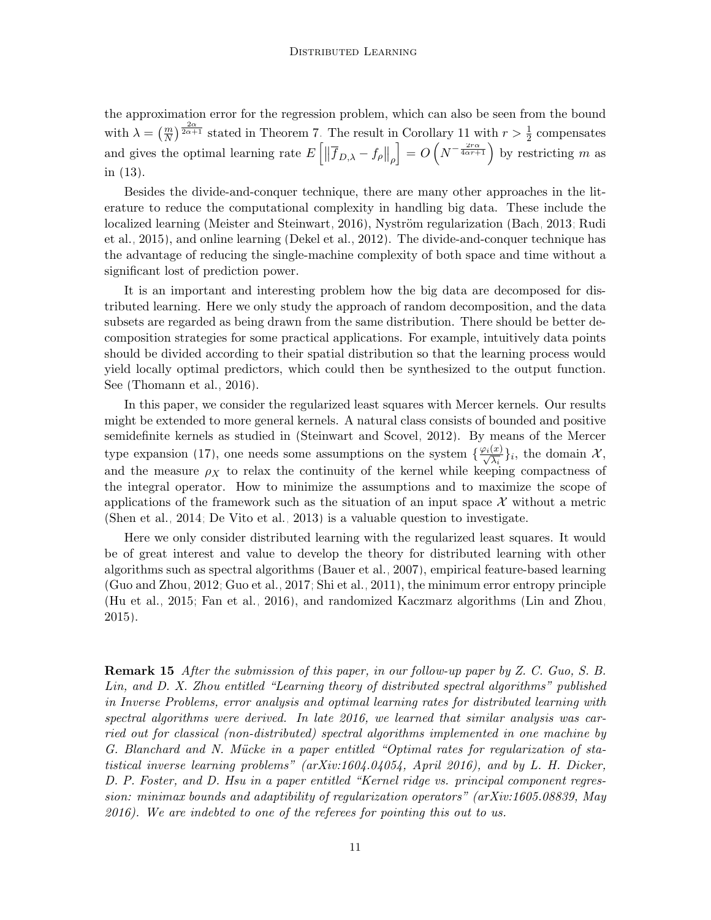the approximation error for the regression problem, which can also be seen from the bound with $\lambda = \left(\frac{m}{N}\right)^{\frac{2\alpha}{2\alpha+1}}$ stated in Theorem 7. The result in Corollary 11 with $r > \frac{1}{2}$ compensates and gives the optimal learning rate $E\left[\left\|\overline{f}_{D,\lambda} - f_\rho\right\|_\rho\right] = O\left(N^{-\frac{2r\alpha}{4\alpha r+1}}\right)$ by restricting $m$ as in (13).

Besides the divide-and-conquer technique, there are many other approaches in the literature to reduce the computational complexity in handling big data. These include the localized learning (Meister and Steinwart, 2016), Nyström regularization (Bach, 2013; Rudi et al., 2015), and online learning (Dekel et al., 2012). The divide-and-conquer technique has the advantage of reducing the single-machine complexity of both space and time without a significant lost of prediction power.

It is an important and interesting problem how the big data are decomposed for distributed learning. Here we only study the approach of random decomposition, and the data subsets are regarded as being drawn from the same distribution. There should be better decomposition strategies for some practical applications. For example, intuitively data points should be divided according to their spatial distribution so that the learning process would yield locally optimal predictors, which could then be synthesized to the output function. See (Thomann et al., 2016).

In this paper, we consider the regularized least squares with Mercer kernels. Our results might be extended to more general kernels. A natural class consists of bounded and positive semidefinite kernels as studied in (Steinwart and Scovel, 2012). By means of the Mercer type expansion (17), one needs some assumptions on the system $\{\frac{\varphi_i(x)}{\sqrt{\lambda_i}}\}_i$, the domain $\mathcal{X}$, and the measure $\rho_X$ to relax the continuity of the kernel while keeping compactness of the integral operator. How to minimize the assumptions and to maximize the scope of applications of the framework such as the situation of an input space $\mathcal{X}$ without a metric (Shen et al., 2014; De Vito et al., 2013) is a valuable question to investigate.

Here we only consider distributed learning with the regularized least squares. It would be of great interest and value to develop the theory for distributed learning with other algorithms such as spectral algorithms (Bauer et al., 2007), empirical feature-based learning (Guo and Zhou, 2012; Guo et al., 2017; Shi et al., 2011), the minimum error entropy principle (Hu et al., 2015; Fan et al., 2016), and randomized Kaczmarz algorithms (Lin and Zhou, 2015).

**Remark 15** *After the submission of this paper, in our follow-up paper by Z. C. Guo, S. B. Lin, and D. X. Zhou entitled "Learning theory of distributed spectral algorithms" published in Inverse Problems, error analysis and optimal learning rates for distributed learning with spectral algorithms were derived. In late 2016, we learned that similar analysis was carried out for classical (non-distributed) spectral algorithms implemented in one machine by G. Blanchard and N. Mücke in a paper entitled "Optimal rates for regularization of statistical inverse learning problems" (arXiv:1604.04054, April 2016), and by L. H. Dicker, D. P. Foster, and D. Hsu in a paper entitled "Kernel ridge vs. principal component regression: minimax bounds and adaptibility of regularization operators" (arXiv:1605.08839, May 2016). We are indebted to one of the referees for pointing this out to us.*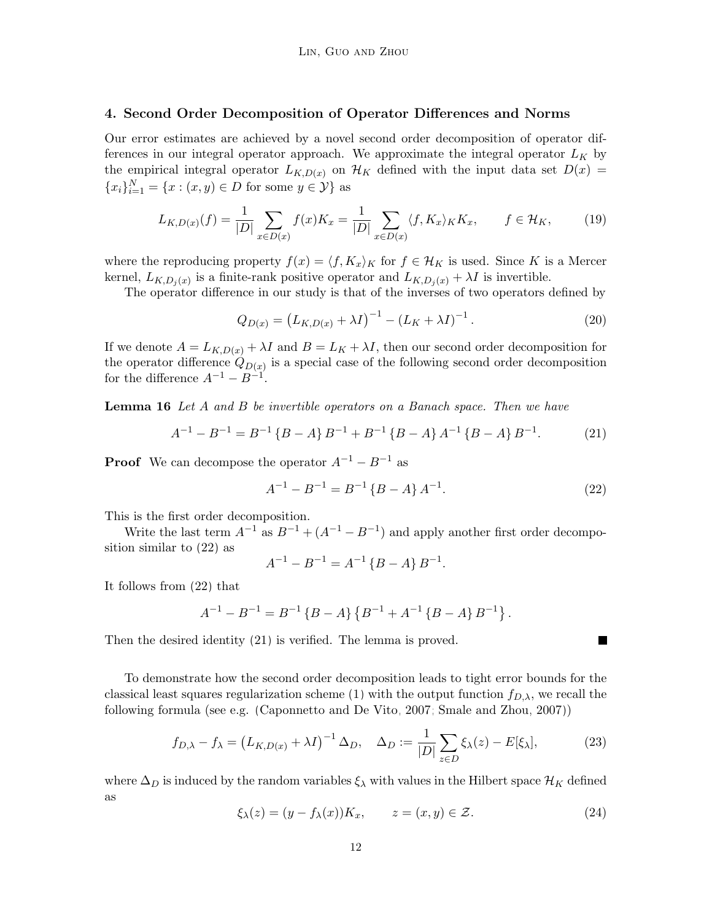## 4. Second Order Decomposition of Operator Differences and Norms

Our error estimates are achieved by a novel second order decomposition of operator differences in our integral operator approach. We approximate the integral operator $L_K$ by the empirical integral operator $L_{K,D(x)}$ on $\mathcal{H}_K$ defined with the input data set $D(x) = \{x_i\}_{i=1}^N = \{x : (x,y) \in D \text{ for some } y \in \mathcal{Y}\}$ as

$$L_{K,D(x)}(f) = \frac{1}{|D|} \sum_{x \in D(x)} f(x) K_x = \frac{1}{|D|} \sum_{x \in D(x)} \langle f, K_x \rangle_K K_x, \qquad f \in \mathcal{H}_K, \tag{19}$$

where the reproducing property $f(x) = \langle f, K_x \rangle_K$ for $f \in \mathcal{H}_K$ is used. Since $K$ is a Mercer kernel, $L_{K,D_j(x)}$ is a finite-rank positive operator and $L_{K,D_j(x)} + \lambda I$ is invertible.

The operator difference in our study is that of the inverses of two operators defined by

$$Q_{D(x)} = \left(L_{K,D(x)} + \lambda I\right)^{-1} - \left(L_K + \lambda I\right)^{-1}. \tag{20}$$

If we denote $A = L_{K,D(x)} + \lambda I$ and $B = L_K + \lambda I$, then our second order decomposition for the operator difference $Q_{D(x)}$ is a special case of the following second order decomposition for the difference $A^{-1} - B^{-1}$.

**Lemma 16** *Let $A$ and $B$ be invertible operators on a Banach space. Then we have*

$$A^{-1} - B^{-1} = B^{-1} \{B - A\} B^{-1} + B^{-1} \{B - A\} A^{-1} \{B - A\} B^{-1}. \tag{21}$$

**Proof** We can decompose the operator $A^{-1} - B^{-1}$ as

$$A^{-1} - B^{-1} = B^{-1} \{B - A\} A^{-1}. \tag{22}$$

This is the first order decomposition.

Write the last term $A^{-1}$ as $B^{-1} + (A^{-1} - B^{-1})$ and apply another first order decomposition similar to (22) as

$$A^{-1} - B^{-1} = A^{-1} \{B - A\} B^{-1}.$$

It follows from (22) that

$$A^{-1} - B^{-1} = B^{-1} \{B - A\} \left\{B^{-1} + A^{-1} \{B - A\} B^{-1}\right\}.$$

Then the desired identity (21) is verified. The lemma is proved. ■

To demonstrate how the second order decomposition leads to tight error bounds for the classical least squares regularization scheme (1) with the output function $f_{D,\lambda}$, we recall the following formula (see e.g. (Caponnetto and De Vito, 2007; Smale and Zhou, 2007))

$$f_{D,\lambda} - f_\lambda = \left(L_{K,D(x)} + \lambda I\right)^{-1} \Delta_D, \quad \Delta_D := \frac{1}{|D|} \sum_{z \in D} \xi_\lambda(z) - E[\xi_\lambda], \tag{23}$$

where $\Delta_D$ is induced by the random variables $\xi_\lambda$ with values in the Hilbert space $\mathcal{H}_K$ defined as

$$\xi_\lambda(z) = (y - f_\lambda(x)) K_x, \qquad z = (x,y) \in \mathcal{Z}. \tag{24}$$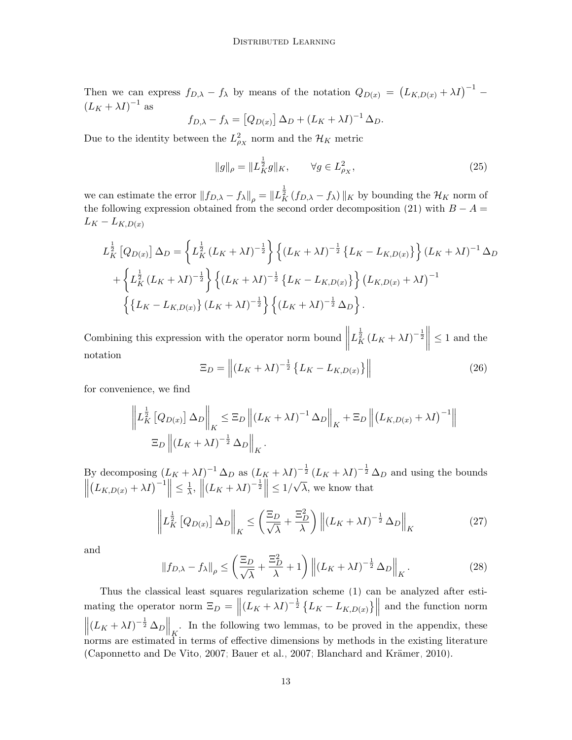Then we can express $f_{D,\lambda} - f_\lambda$ by means of the notation $Q_{D(x)} = \left(L_{K,D(x)} + \lambda I\right)^{-1} - (L_K + \lambda I)^{-1}$ as

$$f_{D,\lambda} - f_\lambda = \left[Q_{D(x)}\right] \Delta_D + (L_K + \lambda I)^{-1} \Delta_D.$$

Due to the identity between the $L^2_{\rho_X}$ norm and the $\mathcal{H}_K$ metric

$$\|g\|_\rho = \|L_K^{\frac{1}{2}} g\|_K, \qquad \forall g \in L^2_{\rho_X}, \tag{25}$$

we can estimate the error $\|f_{D,\lambda} - f_\lambda\|_\rho = \|L_K^{\frac{1}{2}} (f_{D,\lambda} - f_\lambda)\|_K$ by bounding the $\mathcal{H}_K$ norm of the following expression obtained from the second order decomposition (21) with $B - A = L_K - L_{K,D(x)}$

$$\begin{aligned}
L_K^{\frac{1}{2}} \left[Q_{D(x)}\right] \Delta_D &= \left\{ L_K^{\frac{1}{2}} (L_K + \lambda I)^{-\frac{1}{2}} \right\} \left\{ (L_K + \lambda I)^{-\frac{1}{2}} \left\{ L_K - L_{K,D(x)} \right\} \right\} (L_K + \lambda I)^{-1} \Delta_D \\
&+ \left\{ L_K^{\frac{1}{2}} (L_K + \lambda I)^{-\frac{1}{2}} \right\} \left\{ (L_K + \lambda I)^{-\frac{1}{2}} \left\{ L_K - L_{K,D(x)} \right\} \right\} \left(L_{K,D(x)} + \lambda I\right)^{-1} \\
&\left\{ \left\{ L_K - L_{K,D(x)} \right\} (L_K + \lambda I)^{-\frac{1}{2}} \right\} \left\{ (L_K + \lambda I)^{-\frac{1}{2}} \Delta_D \right\}.
\end{aligned}$$

Combining this expression with the operator norm bound $\left\| L_K^{\frac{1}{2}} (L_K + \lambda I)^{-\frac{1}{2}} \right\| \leq 1$ and the notation

$$\Xi_D = \left\| (L_K + \lambda I)^{-\frac{1}{2}} \left\{ L_K - L_{K,D(x)} \right\} \right\| \tag{26}$$

for convenience, we find

$$\begin{aligned}
\left\| L_K^{\frac{1}{2}} \left[Q_{D(x)}\right] \Delta_D \right\|_K &\leq \Xi_D \left\| (L_K + \lambda I)^{-1} \Delta_D \right\|_K + \Xi_D \left\| \left(L_{K,D(x)} + \lambda I\right)^{-1} \right\| \\
&\Xi_D \left\| (L_K + \lambda I)^{-\frac{1}{2}} \Delta_D \right\|_K.
\end{aligned}$$

By decomposing $(L_K + \lambda I)^{-1} \Delta_D$ as $(L_K + \lambda I)^{-\frac{1}{2}} (L_K + \lambda I)^{-\frac{1}{2}} \Delta_D$ and using the bounds $\left\| \left(L_{K,D(x)} + \lambda I\right)^{-1} \right\| \leq \frac{1}{\lambda}$, $\left\| (L_K + \lambda I)^{-\frac{1}{2}} \right\| \leq 1/\sqrt{\lambda}$, we know that

$$\left\| L_K^{\frac{1}{2}} \left[Q_{D(x)}\right] \Delta_D \right\|_K \leq \left( \frac{\Xi_D}{\sqrt{\lambda}} + \frac{\Xi_D^2}{\lambda} \right) \left\| (L_K + \lambda I)^{-\frac{1}{2}} \Delta_D \right\|_K \tag{27}$$

and

$$\|f_{D,\lambda} - f_\lambda\|_\rho \leq \left( \frac{\Xi_D}{\sqrt{\lambda}} + \frac{\Xi_D^2}{\lambda} + 1 \right) \left\| (L_K + \lambda I)^{-\frac{1}{2}} \Delta_D \right\|_K. \tag{28}$$

Thus the classical least squares regularization scheme (1) can be analyzed after estimating the operator norm $\Xi_D = \left\| (L_K + \lambda I)^{-\frac{1}{2}} \left\{ L_K - L_{K,D(x)} \right\} \right\|$ and the function norm $\left\| (L_K + \lambda I)^{-\frac{1}{2}} \Delta_D \right\|_K$. In the following two lemmas, to be proved in the appendix, these norms are estimated in terms of effective dimensions by methods in the existing literature (Caponnetto and De Vito, 2007; Bauer et al., 2007; Blanchard and Krämer, 2010).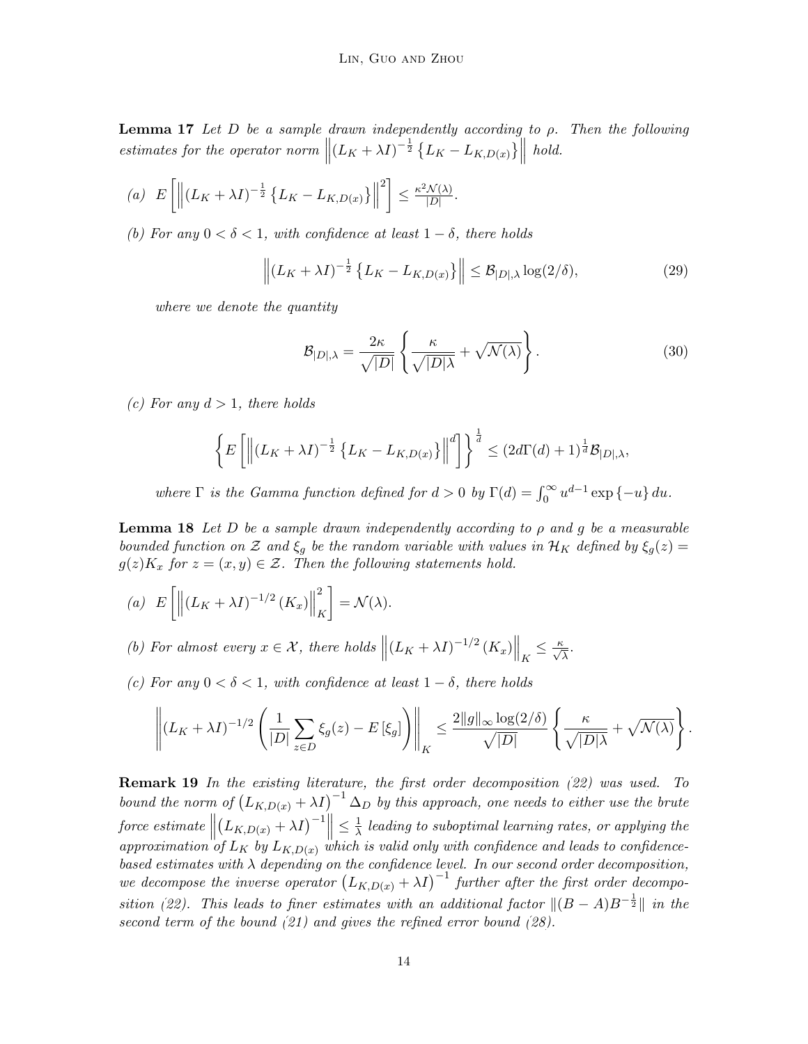**Lemma 17** *Let $D$ be a sample drawn independently according to $\rho$. Then the following estimates for the operator norm $\left\|(L_K+\lambda I)^{-\frac{1}{2}}\left\{L_K - L_{K,D(x)}\right\}\right\|$ hold.*

*(a)* $E\left[\left\|(L_K+\lambda I)^{-\frac{1}{2}}\left\{L_K - L_{K,D(x)}\right\}\right\|^2\right] \leq \frac{\kappa^2 \mathcal{N}(\lambda)}{|D|}$.

*(b) For any $0<\delta<1$, with confidence at least $1-\delta$, there holds*

$$\left\|(L_K+\lambda I)^{-\frac{1}{2}}\left\{L_K - L_{K,D(x)}\right\}\right\| \leq \mathcal{B}_{|D|,\lambda}\log(2/\delta), \tag{29}$$

*where we denote the quantity*

$$\mathcal{B}_{|D|,\lambda} = \frac{2\kappa}{\sqrt{|D|}}\left\{\frac{\kappa}{\sqrt{|D|\lambda}} + \sqrt{\mathcal{N}(\lambda)}\right\}. \tag{30}$$

*(c) For any $d>1$, there holds*

$$\left\{E\left[\left\|(L_K+\lambda I)^{-\frac{1}{2}}\left\{L_K - L_{K,D(x)}\right\}\right\|^d\right]\right\}^{\frac{1}{d}} \leq (2d\Gamma(d)+1)^{\frac{1}{d}}\mathcal{B}_{|D|,\lambda},$$

*where $\Gamma$ is the Gamma function defined for $d>0$ by $\Gamma(d) = \int_0^\infty u^{d-1}\exp\{-u\}\,du$.*

**Lemma 18** *Let $D$ be a sample drawn independently according to $\rho$ and $g$ be a measurable bounded function on $\mathcal{Z}$ and $\xi_g$ be the random variable with values in $\mathcal{H}_K$ defined by $\xi_g(z) = g(z)K_x$ for $z=(x,y)\in\mathcal{Z}$. Then the following statements hold.*

*(a)* $E\left[\left\|(L_K+\lambda I)^{-1/2}(K_x)\right\|_K^2\right] = \mathcal{N}(\lambda)$.

*(b) For almost every $x\in\mathcal{X}$, there holds $\left\|(L_K+\lambda I)^{-1/2}(K_x)\right\|_K \leq \frac{\kappa}{\sqrt{\lambda}}$.*

*(c) For any $0<\delta<1$, with confidence at least $1-\delta$, there holds*

$$\left\|(L_K+\lambda I)^{-1/2}\left(\frac{1}{|D|}\sum_{z\in D}\xi_g(z) - E[\xi_g]\right)\right\|_K \leq \frac{2\|g\|_\infty \log(2/\delta)}{\sqrt{|D|}}\left\{\frac{\kappa}{\sqrt{|D|\lambda}} + \sqrt{\mathcal{N}(\lambda)}\right\}.$$

**Remark 19** *In the existing literature, the first order decomposition (22) was used. To bound the norm of $\left(L_{K,D(x)}+\lambda I\right)^{-1}\Delta_D$ by this approach, one needs to either use the brute force estimate $\left\|\left(L_{K,D(x)}+\lambda I\right)^{-1}\right\| \leq \frac{1}{\lambda}$ leading to suboptimal learning rates, or applying the approximation of $L_K$ by $L_{K,D(x)}$ which is valid only with confidence and leads to confidence-based estimates with $\lambda$ depending on the confidence level. In our second order decomposition, we decompose the inverse operator $\left(L_{K,D(x)}+\lambda I\right)^{-1}$ further after the first order decomposition (22). This leads to finer estimates with an additional factor $\|(B-A)B^{-\frac{1}{2}}\|$ in the second term of the bound (21) and gives the refined error bound (28).*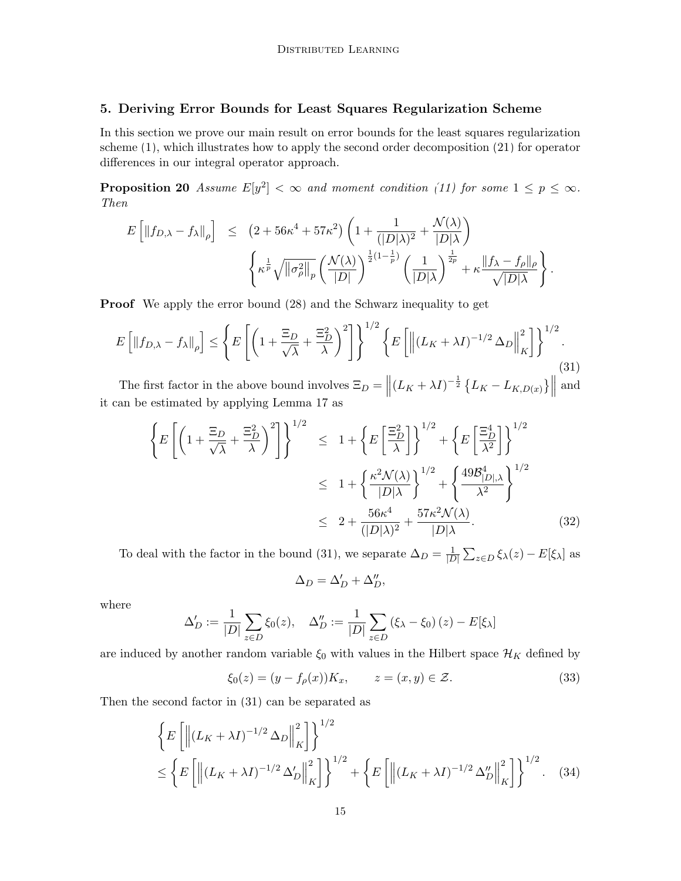## 5. Deriving Error Bounds for Least Squares Regularization Scheme

In this section we prove our main result on error bounds for the least squares regularization scheme (1), which illustrates how to apply the second order decomposition (21) for operator differences in our integral operator approach.

**Proposition 20** *Assume $E[y^2] < \infty$ and moment condition (11) for some $1 \leq p \leq \infty$. Then*

$$E\left[\|f_{D,\lambda} - f_\lambda\|_\rho\right] \leq \left(2 + 56\kappa^4 + 57\kappa^2\right)\left(1 + \frac{1}{(|D|\lambda)^2} + \frac{\mathcal{N}(\lambda)}{|D|\lambda}\right) \left\{\kappa^{\frac{1}{p}}\sqrt{\|\sigma_\rho^2\|_p}\left(\frac{\mathcal{N}(\lambda)}{|D|}\right)^{\frac{1}{2}(1-\frac{1}{p})}\left(\frac{1}{|D|\lambda}\right)^{\frac{1}{2p}} + \kappa\frac{\|f_\lambda - f_\rho\|_\rho}{\sqrt{|D|\lambda}}\right\}.$$

**Proof** We apply the error bound (28) and the Schwarz inequality to get

$$E\left[\|f_{D,\lambda} - f_\lambda\|_\rho\right] \leq \left\{E\left[\left(1 + \frac{\Xi_D}{\sqrt{\lambda}} + \frac{\Xi_D^2}{\lambda}\right)^2\right]\right\}^{1/2}\left\{E\left[\left\|(L_K + \lambda I)^{-1/2}\Delta_D\right\|_K^2\right]\right\}^{1/2}. \tag{31}$$

The first factor in the above bound involves $\Xi_D = \left\|(L_K + \lambda I)^{-\frac{1}{2}}\left\{L_K - L_{K,D(x)}\right\}\right\|$ and it can be estimated by applying Lemma 17 as

$$\begin{aligned}
\left\{E\left[\left(1 + \frac{\Xi_D}{\sqrt{\lambda}} + \frac{\Xi_D^2}{\lambda}\right)^2\right]\right\}^{1/2} &\leq 1 + \left\{E\left[\frac{\Xi_D^2}{\lambda}\right]\right\}^{1/2} + \left\{E\left[\frac{\Xi_D^4}{\lambda^2}\right]\right\}^{1/2} \\
&\leq 1 + \left\{\frac{\kappa^2\mathcal{N}(\lambda)}{|D|\lambda}\right\}^{1/2} + \left\{\frac{49\mathcal{B}_{|D|,\lambda}^4}{\lambda^2}\right\}^{1/2} \\
&\leq 2 + \frac{56\kappa^4}{(|D|\lambda)^2} + \frac{57\kappa^2\mathcal{N}(\lambda)}{|D|\lambda}. \qquad (32)
\end{aligned}$$

To deal with the factor in the bound (31), we separate $\Delta_D = \frac{1}{|D|}\sum_{z\in D}\xi_\lambda(z) - E[\xi_\lambda]$ as

$$\Delta_D = \Delta_D' + \Delta_D'',$$

where

$$\Delta_D' := \frac{1}{|D|}\sum_{z\in D}\xi_0(z), \quad \Delta_D'' := \frac{1}{|D|}\sum_{z\in D}\left(\xi_\lambda - \xi_0\right)(z) - E[\xi_\lambda]$$

are induced by another random variable $\xi_0$ with values in the Hilbert space $\mathcal{H}_K$ defined by

$$\xi_0(z) = (y - f_\rho(x))K_x, \qquad z = (x, y) \in \mathcal{Z}. \tag{33}$$

Then the second factor in (31) can be separated as

$$\begin{aligned}
&\left\{E\left[\left\|(L_K + \lambda I)^{-1/2}\Delta_D\right\|_K^2\right]\right\}^{1/2} \\
&\leq \left\{E\left[\left\|(L_K + \lambda I)^{-1/2}\Delta_D'\right\|_K^2\right]\right\}^{1/2} + \left\{E\left[\left\|(L_K + \lambda I)^{-1/2}\Delta_D''\right\|_K^2\right]\right\}^{1/2}. \qquad (34)
\end{aligned}$$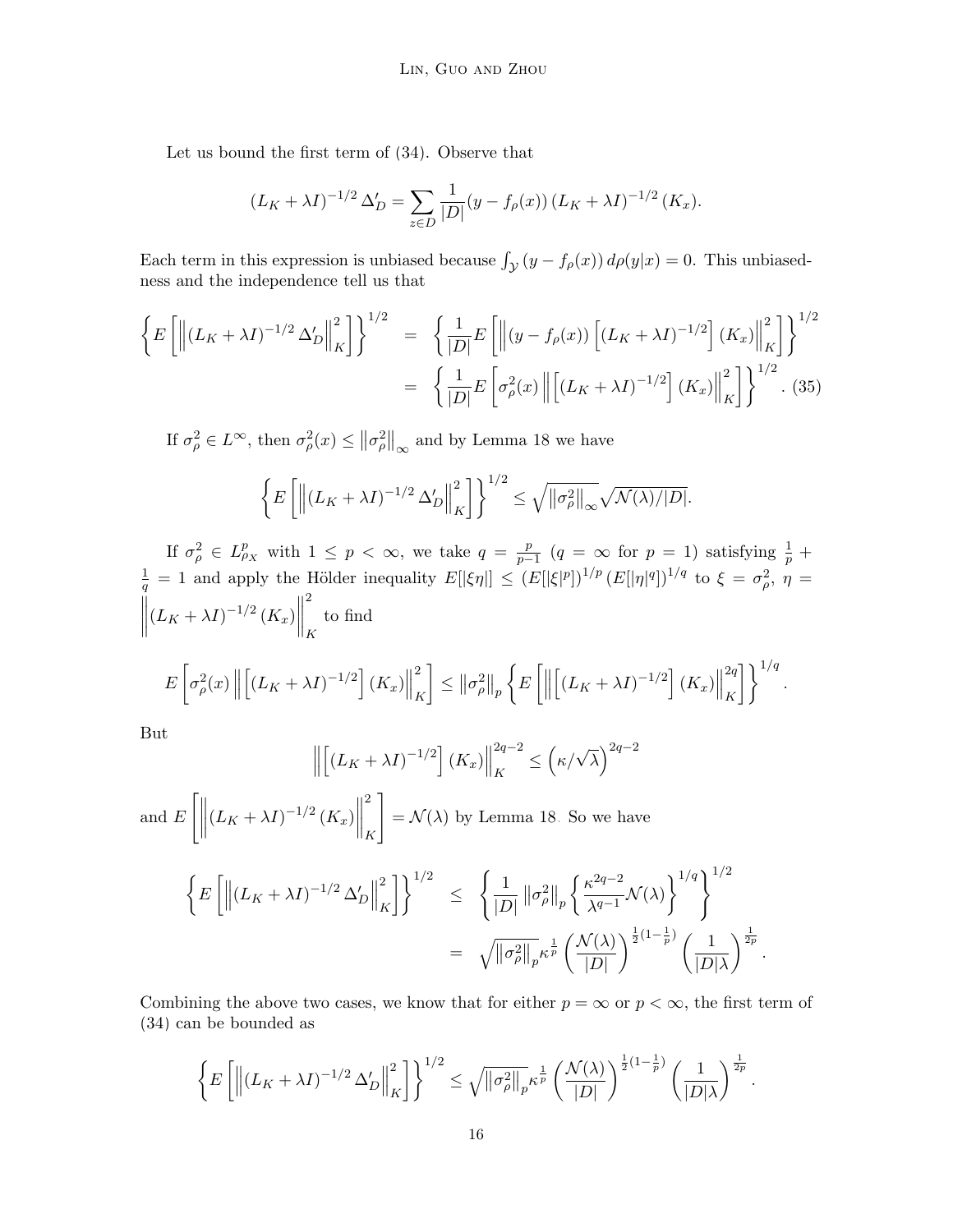Let us bound the first term of (34). Observe that

$$
(L_K + \lambda I)^{-1/2} \Delta_D' = \sum_{z \in D} \frac{1}{|D|} (y - f_\rho(x)) (L_K + \lambda I)^{-1/2} (K_x).
$$

Each term in this expression is unbiased because $\int_{\mathcal{Y}} (y - f_\rho(x))\, d\rho(y|x) = 0$. This unbiasedness and the independence tell us that

$$
\begin{aligned}
\left\{ E\left[ \left\| (L_K + \lambda I)^{-1/2} \Delta_D' \right\|_K^2 \right] \right\}^{1/2} &= \left\{ \frac{1}{|D|} E\left[ \left\| (y - f_\rho(x)) \left[ (L_K + \lambda I)^{-1/2} \right] (K_x) \right\|_K^2 \right] \right\}^{1/2} \\
&= \left\{ \frac{1}{|D|} E\left[ \sigma_\rho^2(x) \left\| \left[ (L_K + \lambda I)^{-1/2} \right] (K_x) \right\|_K^2 \right] \right\}^{1/2}. \quad (35)
\end{aligned}
$$

If $\sigma_\rho^2 \in L^\infty$, then $\sigma_\rho^2(x) \leq \left\| \sigma_\rho^2 \right\|_\infty$ and by Lemma 18 we have

$$
\left\{ E\left[ \left\| (L_K + \lambda I)^{-1/2} \Delta_D' \right\|_K^2 \right] \right\}^{1/2} \leq \sqrt{\left\| \sigma_\rho^2 \right\|_\infty} \sqrt{\mathcal{N}(\lambda)/|D|}.
$$

If $\sigma_\rho^2 \in L^p_{\rho_X}$ with $1 \leq p < \infty$, we take $q = \frac{p}{p-1}$ ($q = \infty$ for $p = 1$) satisfying $\frac{1}{p} + \frac{1}{q} = 1$ and apply the Hölder inequality $E[|\xi\eta|] \leq (E[|\xi|^p])^{1/p} (E[|\eta|^q])^{1/q}$ to $\xi = \sigma_\rho^2$, $\eta = \left\| (L_K + \lambda I)^{-1/2} (K_x) \right\|_K^2$ to find

$$
E\left[ \sigma_\rho^2(x) \left\| \left[ (L_K + \lambda I)^{-1/2} \right] (K_x) \right\|_K^2 \right] \leq \left\| \sigma_\rho^2 \right\|_p \left\{ E\left[ \left\| \left[ (L_K + \lambda I)^{-1/2} \right] (K_x) \right\|_K^{2q} \right] \right\}^{1/q}.
$$

But

$$
\left\| \left[ (L_K + \lambda I)^{-1/2} \right] (K_x) \right\|_K^{2q-2} \leq \left( \kappa / \sqrt{\lambda} \right)^{2q-2}
$$

and $E\left[ \left\| (L_K + \lambda I)^{-1/2} (K_x) \right\|_K^2 \right] = \mathcal{N}(\lambda)$ by Lemma 18. So we have

$$
\begin{aligned}
\left\{ E\left[ \left\| (L_K + \lambda I)^{-1/2} \Delta_D' \right\|_K^2 \right] \right\}^{1/2} &\leq \left\{ \frac{1}{|D|} \left\| \sigma_\rho^2 \right\|_p \left\{ \frac{\kappa^{2q-2}}{\lambda^{q-1}} \mathcal{N}(\lambda) \right\}^{1/q} \right\}^{1/2} \\
&= \sqrt{\left\| \sigma_\rho^2 \right\|_p} \kappa^{\frac{1}{p}} \left( \frac{\mathcal{N}(\lambda)}{|D|} \right)^{\frac{1}{2}(1 - \frac{1}{p})} \left( \frac{1}{|D|\lambda} \right)^{\frac{1}{2p}}.
\end{aligned}
$$

Combining the above two cases, we know that for either $p = \infty$ or $p < \infty$, the first term of (34) can be bounded as

$$
\left\{ E\left[ \left\| (L_K + \lambda I)^{-1/2} \Delta_D' \right\|_K^2 \right] \right\}^{1/2} \leq \sqrt{\left\| \sigma_\rho^2 \right\|_p} \kappa^{\frac{1}{p}} \left( \frac{\mathcal{N}(\lambda)}{|D|} \right)^{\frac{1}{2}(1 - \frac{1}{p})} \left( \frac{1}{|D|\lambda} \right)^{\frac{1}{2p}}.
$$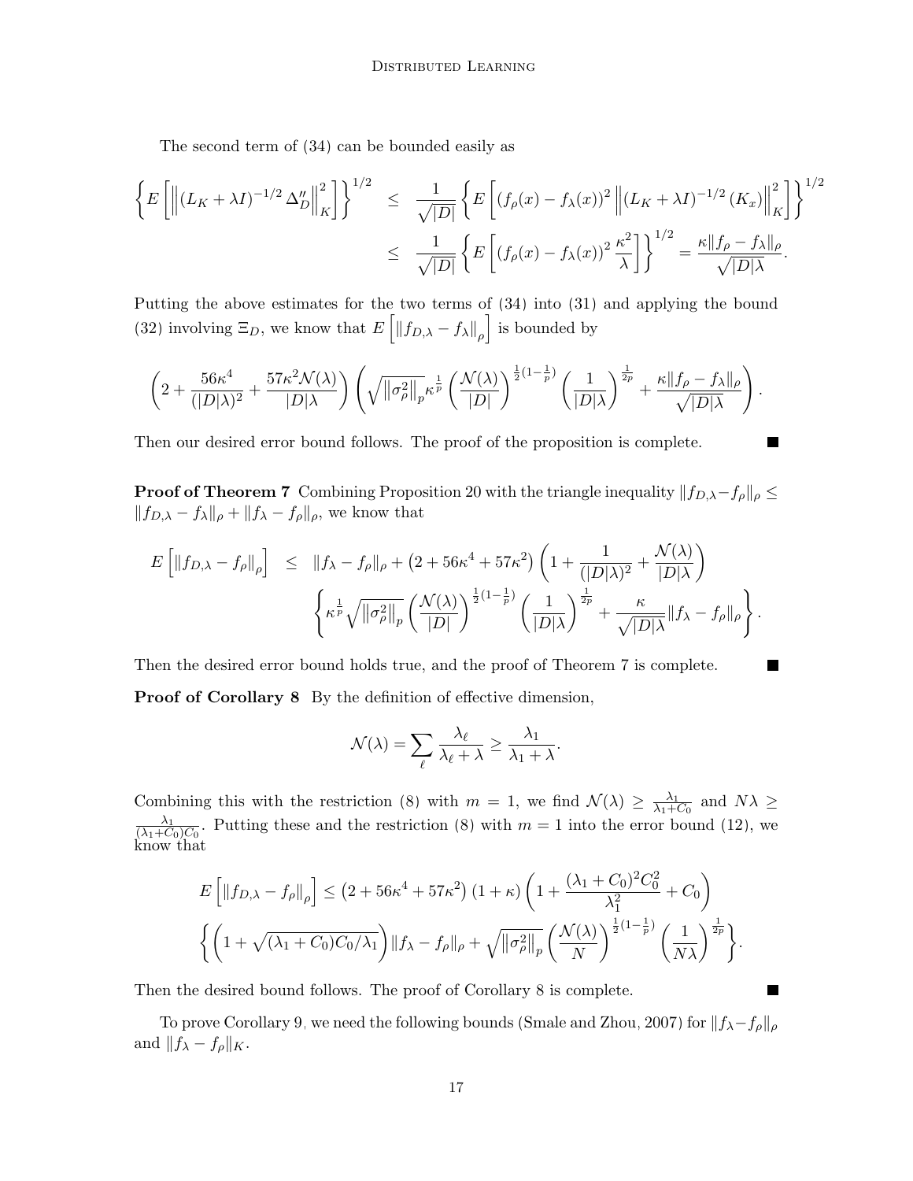The second term of (34) can be bounded easily as

$$
\begin{aligned}
\left\{ E\left[ \left\| (L_K+\lambda I)^{-1/2}\,\Delta_D'' \right\|_K^2 \right] \right\}^{1/2} &\leq \frac{1}{\sqrt{|D|}} \left\{ E\left[ (f_\rho(x)-f_\lambda(x))^2 \left\| (L_K+\lambda I)^{-1/2}(K_x) \right\|_K^2 \right] \right\}^{1/2} \\
&\leq \frac{1}{\sqrt{|D|}} \left\{ E\left[ (f_\rho(x)-f_\lambda(x))^2 \frac{\kappa^2}{\lambda} \right] \right\}^{1/2} = \frac{\kappa \|f_\rho - f_\lambda\|_\rho}{\sqrt{|D|\lambda}}.
\end{aligned}
$$

Putting the above estimates for the two terms of (34) into (31) and applying the bound (32) involving $\Xi_D$, we know that $E\left[\|f_{D,\lambda}-f_\lambda\|_\rho\right]$ is bounded by

$$
\left(2 + \frac{56\kappa^4}{(|D|\lambda)^2} + \frac{57\kappa^2\mathcal{N}(\lambda)}{|D|\lambda}\right)\left(\sqrt{\left\|\sigma_\rho^2\right\|_p}\kappa^{\frac{1}{p}}\left(\frac{\mathcal{N}(\lambda)}{|D|}\right)^{\frac{1}{2}(1-\frac{1}{p})}\left(\frac{1}{|D|\lambda}\right)^{\frac{1}{2p}} + \frac{\kappa\|f_\rho - f_\lambda\|_\rho}{\sqrt{|D|\lambda}}\right).
$$

Then our desired error bound follows. The proof of the proposition is complete. ■

**Proof of Theorem 7** Combining Proposition 20 with the triangle inequality $\|f_{D,\lambda}-f_\rho\|_\rho \leq \|f_{D,\lambda}-f_\lambda\|_\rho + \|f_\lambda - f_\rho\|_\rho$, we know that

$$
\begin{aligned}
E\left[\|f_{D,\lambda}-f_\rho\|_\rho\right] &\leq \|f_\lambda - f_\rho\|_\rho + \left(2+56\kappa^4+57\kappa^2\right)\left(1+\frac{1}{(|D|\lambda)^2}+\frac{\mathcal{N}(\lambda)}{|D|\lambda}\right) \\
&\qquad \left\{\kappa^{\frac{1}{p}}\sqrt{\left\|\sigma_\rho^2\right\|_p}\left(\frac{\mathcal{N}(\lambda)}{|D|}\right)^{\frac{1}{2}(1-\frac{1}{p})}\left(\frac{1}{|D|\lambda}\right)^{\frac{1}{2p}} + \frac{\kappa}{\sqrt{|D|\lambda}}\|f_\lambda - f_\rho\|_\rho\right\}.
\end{aligned}
$$

Then the desired error bound holds true, and the proof of Theorem 7 is complete. ■

**Proof of Corollary 8** By the definition of effective dimension,

$$
\mathcal{N}(\lambda) = \sum_\ell \frac{\lambda_\ell}{\lambda_\ell + \lambda} \geq \frac{\lambda_1}{\lambda_1+\lambda}.
$$

Combining this with the restriction (8) with $m=1$, we find $\mathcal{N}(\lambda) \geq \frac{\lambda_1}{\lambda_1 + C_0}$ and $N\lambda \geq \frac{\lambda_1}{(\lambda_1+C_0)C_0}$. Putting these and the restriction (8) with $m=1$ into the error bound (12), we know that

$$
\begin{aligned}
&E\left[\|f_{D,\lambda}-f_\rho\|_\rho\right] \leq \left(2+56\kappa^4+57\kappa^2\right)(1+\kappa)\left(1+\frac{(\lambda_1+C_0)^2C_0^2}{\lambda_1^2}+C_0\right) \\
&\left\{\left(1+\sqrt{(\lambda_1+C_0)C_0/\lambda_1}\right)\|f_\lambda - f_\rho\|_\rho + \sqrt{\left\|\sigma_\rho^2\right\|_p}\left(\frac{\mathcal{N}(\lambda)}{N}\right)^{\frac{1}{2}(1-\frac{1}{p})}\left(\frac{1}{N\lambda}\right)^{\frac{1}{2p}}\right\}.
\end{aligned}
$$

Then the desired bound follows. The proof of Corollary 8 is complete. ■

To prove Corollary 9, we need the following bounds (Smale and Zhou, 2007) for $\|f_\lambda - f_\rho\|_\rho$ and $\|f_\lambda - f_\rho\|_K$.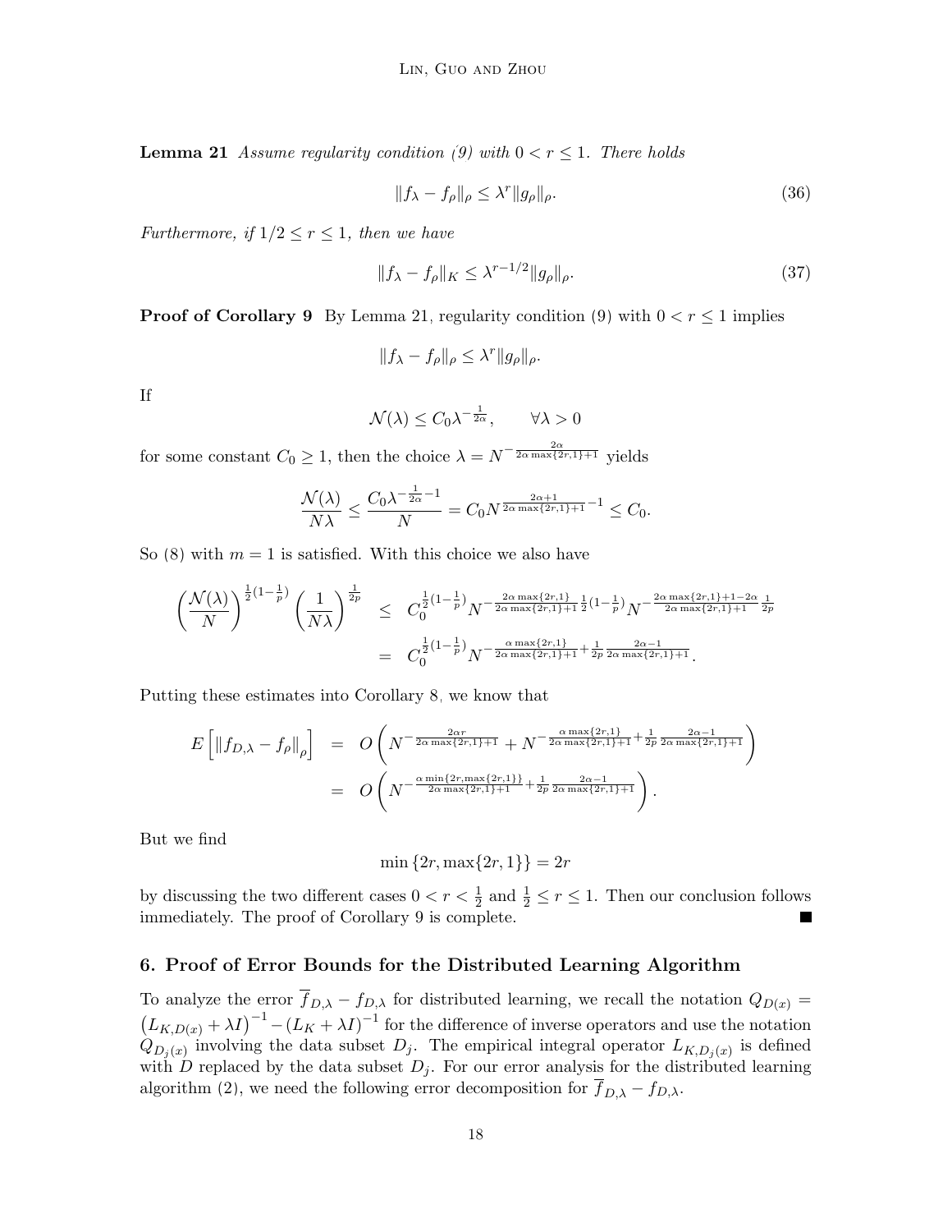**Lemma 21** *Assume regularity condition (9) with $0 < r \leq 1$. There holds*

$$\|f_\lambda - f_\rho\|_\rho \leq \lambda^r \|g_\rho\|_\rho. \tag{36}$$

*Furthermore, if $1/2 \leq r \leq 1$, then we have*

$$\|f_\lambda - f_\rho\|_K \leq \lambda^{r-1/2} \|g_\rho\|_\rho. \tag{37}$$

**Proof of Corollary 9** By Lemma 21, regularity condition (9) with $0 < r \leq 1$ implies

$$\|f_\lambda - f_\rho\|_\rho \leq \lambda^r \|g_\rho\|_\rho.$$

If

$$\mathcal{N}(\lambda) \leq C_0 \lambda^{-\frac{1}{2\alpha}}, \qquad \forall \lambda > 0$$

for some constant $C_0 \geq 1$, then the choice $\lambda = N^{-\frac{2\alpha}{2\alpha \max\{2r,1\}+1}}$ yields

$$\frac{\mathcal{N}(\lambda)}{N\lambda} \leq \frac{C_0 \lambda^{-\frac{1}{2\alpha}-1}}{N} = C_0 N^{\frac{2\alpha+1}{2\alpha \max\{2r,1\}+1}-1} \leq C_0.$$

So (8) with $m = 1$ is satisfied. With this choice we also have

$$\begin{aligned}
\left(\frac{\mathcal{N}(\lambda)}{N}\right)^{\frac{1}{2}(1-\frac{1}{p})} \left(\frac{1}{N\lambda}\right)^{\frac{1}{2p}} &\leq C_0^{\frac{1}{2}(1-\frac{1}{p})} N^{-\frac{2\alpha \max\{2r,1\}}{2\alpha \max\{2r,1\}+1}\frac{1}{2}(1-\frac{1}{p})} N^{-\frac{2\alpha \max\{2r,1\}+1-2\alpha}{2\alpha \max\{2r,1\}+1}\frac{1}{2p}} \\
&= C_0^{\frac{1}{2}(1-\frac{1}{p})} N^{-\frac{\alpha \max\{2r,1\}}{2\alpha \max\{2r,1\}+1}+\frac{1}{2p}\frac{2\alpha-1}{2\alpha \max\{2r,1\}+1}}.
\end{aligned}$$

Putting these estimates into Corollary 8, we know that

$$\begin{aligned}
E\left[\|f_{D,\lambda} - f_\rho\|_\rho\right] &= O\left(N^{-\frac{2\alpha r}{2\alpha \max\{2r,1\}+1}} + N^{-\frac{\alpha \max\{2r,1\}}{2\alpha \max\{2r,1\}+1}+\frac{1}{2p}\frac{2\alpha-1}{2\alpha \max\{2r,1\}+1}}\right) \\
&= O\left(N^{-\frac{\alpha \min\{2r,\max\{2r,1\}\}}{2\alpha \max\{2r,1\}+1}+\frac{1}{2p}\frac{2\alpha-1}{2\alpha \max\{2r,1\}+1}}\right).
\end{aligned}$$

But we find

$$\min\{2r, \max\{2r,1\}\} = 2r$$

by discussing the two different cases $0 < r < \frac{1}{2}$ and $\frac{1}{2} \leq r \leq 1$. Then our conclusion follows immediately. The proof of Corollary 9 is complete. ∎

## 6. Proof of Error Bounds for the Distributed Learning Algorithm

To analyze the error $\overline{f}_{D,\lambda} - f_{D,\lambda}$ for distributed learning, we recall the notation $Q_{D(x)} = \left(L_{K,D(x)} + \lambda I\right)^{-1} - \left(L_K + \lambda I\right)^{-1}$ for the difference of inverse operators and use the notation $Q_{D_j(x)}$ involving the data subset $D_j$. The empirical integral operator $L_{K,D_j(x)}$ is defined with $D$ replaced by the data subset $D_j$. For our error analysis for the distributed learning algorithm (2), we need the following error decomposition for $\overline{f}_{D,\lambda} - f_{D,\lambda}$.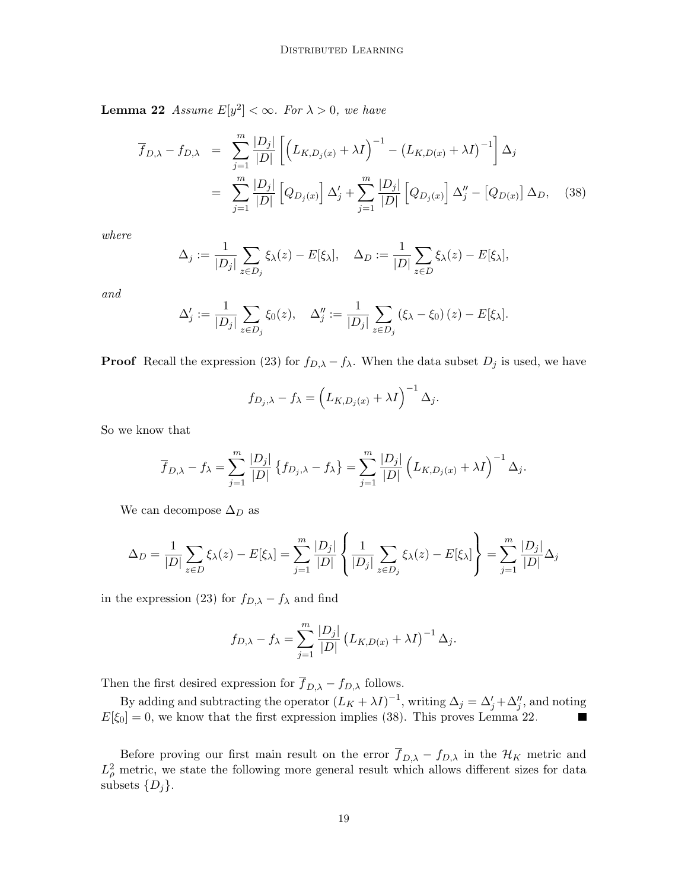**Lemma 22** *Assume $E[y^2] < \infty$. For $\lambda > 0$, we have*

$$
\begin{aligned}
\overline{f}_{D,\lambda} - f_{D,\lambda} &= \sum_{j=1}^{m} \frac{|D_j|}{|D|} \left[ \left( L_{K,D_j(x)} + \lambda I \right)^{-1} - \left( L_{K,D(x)} + \lambda I \right)^{-1} \right] \Delta_j \\
&= \sum_{j=1}^{m} \frac{|D_j|}{|D|} \left[ Q_{D_j(x)} \right] \Delta'_j + \sum_{j=1}^{m} \frac{|D_j|}{|D|} \left[ Q_{D_j(x)} \right] \Delta''_j - \left[ Q_{D(x)} \right] \Delta_D, \quad (38)
\end{aligned}
$$

*where*

$$
\Delta_j := \frac{1}{|D_j|} \sum_{z \in D_j} \xi_\lambda(z) - E[\xi_\lambda], \quad \Delta_D := \frac{1}{|D|} \sum_{z \in D} \xi_\lambda(z) - E[\xi_\lambda],
$$

*and*

$$
\Delta'_j := \frac{1}{|D_j|} \sum_{z \in D_j} \xi_0(z), \quad \Delta''_j := \frac{1}{|D_j|} \sum_{z \in D_j} \left( \xi_\lambda - \xi_0 \right)(z) - E[\xi_\lambda].
$$

**Proof** Recall the expression (23) for $f_{D,\lambda} - f_\lambda$. When the data subset $D_j$ is used, we have

$$
f_{D_j,\lambda} - f_\lambda = \left( L_{K,D_j(x)} + \lambda I \right)^{-1} \Delta_j.
$$

So we know that

$$
\overline{f}_{D,\lambda} - f_\lambda = \sum_{j=1}^{m} \frac{|D_j|}{|D|} \left\{ f_{D_j,\lambda} - f_\lambda \right\} = \sum_{j=1}^{m} \frac{|D_j|}{|D|} \left( L_{K,D_j(x)} + \lambda I \right)^{-1} \Delta_j.
$$

We can decompose $\Delta_D$ as

$$
\Delta_D = \frac{1}{|D|} \sum_{z \in D} \xi_\lambda(z) - E[\xi_\lambda] = \sum_{j=1}^{m} \frac{|D_j|}{|D|} \left\{ \frac{1}{|D_j|} \sum_{z \in D_j} \xi_\lambda(z) - E[\xi_\lambda] \right\} = \sum_{j=1}^{m} \frac{|D_j|}{|D|} \Delta_j
$$

in the expression (23) for $f_{D,\lambda} - f_\lambda$ and find

$$
f_{D,\lambda} - f_\lambda = \sum_{j=1}^{m} \frac{|D_j|}{|D|} \left( L_{K,D(x)} + \lambda I \right)^{-1} \Delta_j.
$$

Then the first desired expression for $\overline{f}_{D,\lambda} - f_{D,\lambda}$ follows.

By adding and subtracting the operator $(L_K + \lambda I)^{-1}$, writing $\Delta_j = \Delta'_j + \Delta''_j$, and noting $E[\xi_0] = 0$, we know that the first expression implies (38). This proves Lemma 22. ∎

Before proving our first main result on the error $\overline{f}_{D,\lambda} - f_{D,\lambda}$ in the $\mathcal{H}_K$ metric and $L^2_\rho$ metric, we state the following more general result which allows different sizes for data subsets $\{D_j\}$.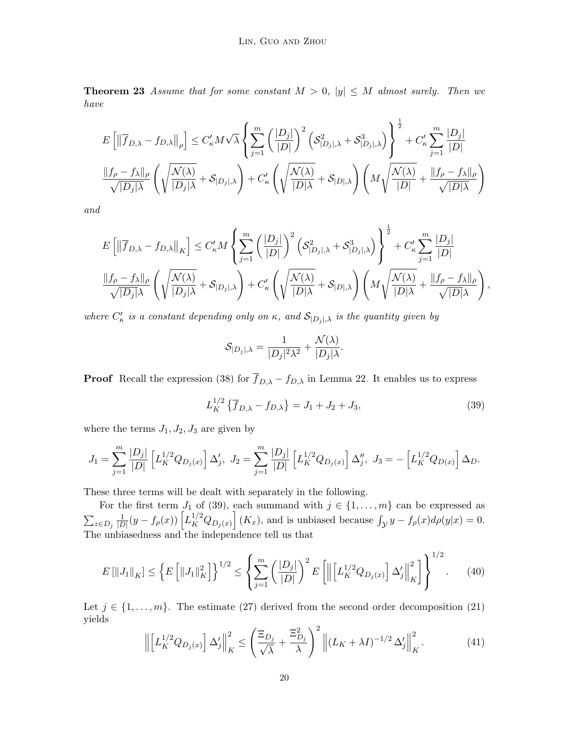**Theorem 23** *Assume that for some constant $M > 0$, $|y| \leq M$ almost surely. Then we have*

$$E\left[\left\|\overline{f}_{D,\lambda} - f_{D,\lambda}\right\|_\rho\right] \leq C'_\kappa M\sqrt{\lambda}\left\{\sum_{j=1}^m \left(\frac{|D_j|}{|D|}\right)^2 \left(\mathcal{S}^2_{|D_j|,\lambda} + \mathcal{S}^3_{|D_j|,\lambda}\right)\right\}^{\frac{1}{2}} + C'_\kappa \sum_{j=1}^m \frac{|D_j|}{|D|}$$

$$\frac{\|f_\rho - f_\lambda\|_\rho}{\sqrt{|D_j|\lambda}}\left(\sqrt{\frac{\mathcal{N}(\lambda)}{|D_j|\lambda}} + \mathcal{S}_{|D_j|,\lambda}\right) + C'_\kappa\left(\sqrt{\frac{\mathcal{N}(\lambda)}{|D|\lambda}} + \mathcal{S}_{|D|,\lambda}\right)\left(M\sqrt{\frac{\mathcal{N}(\lambda)}{|D|}} + \frac{\|f_\rho - f_\lambda\|_\rho}{\sqrt{|D|\lambda}}\right)$$

*and*

$$E\left[\left\|\overline{f}_{D,\lambda} - f_{D,\lambda}\right\|_K\right] \leq C'_\kappa M\left\{\sum_{j=1}^m \left(\frac{|D_j|}{|D|}\right)^2 \left(\mathcal{S}^2_{|D_j|,\lambda} + \mathcal{S}^3_{|D_j|,\lambda}\right)\right\}^{\frac{1}{2}} + C'_\kappa \sum_{j=1}^m \frac{|D_j|}{|D|}$$

$$\frac{\|f_\rho - f_\lambda\|_\rho}{\sqrt{|D_j|\lambda}}\left(\sqrt{\frac{\mathcal{N}(\lambda)}{|D_j|\lambda}} + \mathcal{S}_{|D_j|,\lambda}\right) + C'_\kappa\left(\sqrt{\frac{\mathcal{N}(\lambda)}{|D|\lambda}} + \mathcal{S}_{|D|,\lambda}\right)\left(M\sqrt{\frac{\mathcal{N}(\lambda)}{|D|\lambda}} + \frac{\|f_\rho - f_\lambda\|_\rho}{\sqrt{|D|\lambda}}\right),$$

*where $C'_\kappa$ is a constant depending only on $\kappa$, and $\mathcal{S}_{|D_j|,\lambda}$ is the quantity given by*

$$\mathcal{S}_{|D_j|,\lambda} = \frac{1}{|D_j|^2\lambda^2} + \frac{\mathcal{N}(\lambda)}{|D_j|\lambda}.$$

**Proof** Recall the expression (38) for $\overline{f}_{D,\lambda} - f_{D,\lambda}$ in Lemma 22. It enables us to express

$$L_K^{1/2}\left\{\overline{f}_{D,\lambda} - f_{D,\lambda}\right\} = J_1 + J_2 + J_3, \tag{39}$$

where the terms $J_1, J_2, J_3$ are given by

$$J_1 = \sum_{j=1}^m \frac{|D_j|}{|D|}\left[L_K^{1/2} Q_{D_j(x)}\right]\Delta'_j,\ J_2 = \sum_{j=1}^m \frac{|D_j|}{|D|}\left[L_K^{1/2} Q_{D_j(x)}\right]\Delta''_j,\ J_3 = -\left[L_K^{1/2} Q_{D(x)}\right]\Delta_D.$$

These three terms will be dealt with separately in the following.

For the first term $J_1$ of (39), each summand with $j \in \{1, \ldots, m\}$ can be expressed as $\sum_{z\in D_j} \frac{1}{|D|}(y - f_\rho(x))\left[L_K^{1/2} Q_{D_j(x)}\right](K_x)$, and is unbiased because $\int_\mathcal{Y} y - f_\rho(x) d\rho(y|x) = 0$. The unbiasedness and the independence tell us that

$$E\left[\|J_1\|_K\right] \leq \left\{E\left[\|J_1\|_K^2\right]\right\}^{1/2} \leq \left\{\sum_{j=1}^m \left(\frac{|D_j|}{|D|}\right)^2 E\left[\left\|\left[L_K^{1/2} Q_{D_j(x)}\right]\Delta'_j\right\|_K^2\right]\right\}^{1/2}. \tag{40}$$

Let $j \in \{1, \ldots, m\}$. The estimate (27) derived from the second order decomposition (21) yields

$$\left\|\left[L_K^{1/2} Q_{D_j(x)}\right]\Delta'_j\right\|_K^2 \leq \left(\frac{\Xi_{D_j}}{\sqrt{\lambda}} + \frac{\Xi^2_{D_j}}{\lambda}\right)^2 \left\|(L_K + \lambda I)^{-1/2}\Delta'_j\right\|_K^2. \tag{41}$$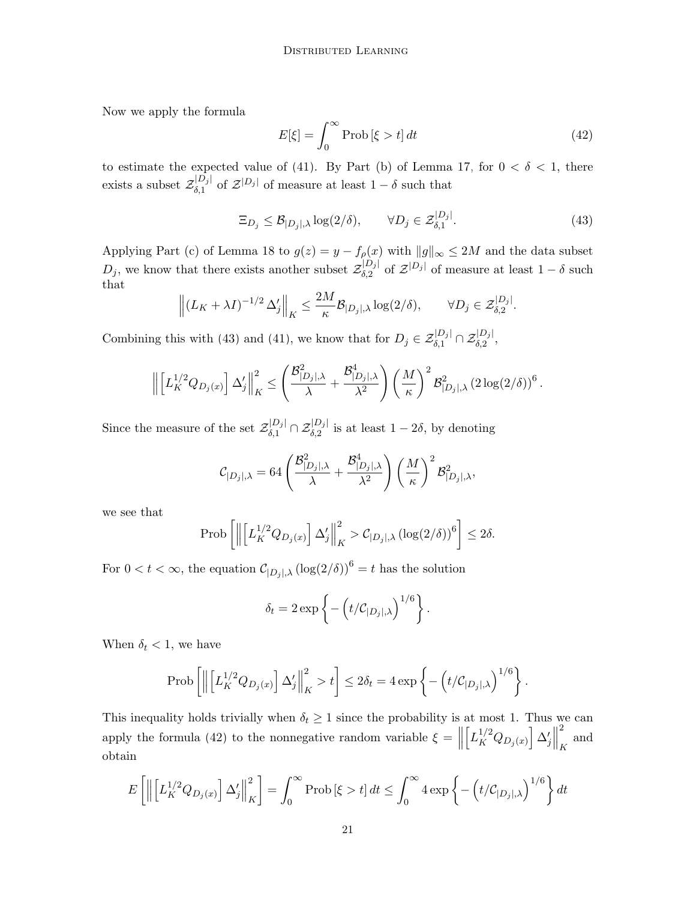Now we apply the formula

$$E[\xi] = \int_0^\infty \text{Prob}\left[\xi > t\right] dt \tag{42}$$

to estimate the expected value of (41). By Part (b) of Lemma 17, for $0 < \delta < 1$, there exists a subset $\mathcal{Z}_{\delta,1}^{|D_j|}$ of $\mathcal{Z}^{|D_j|}$ of measure at least $1-\delta$ such that

$$\Xi_{D_j} \leq \mathcal{B}_{|D_j|,\lambda} \log(2/\delta), \qquad \forall D_j \in \mathcal{Z}_{\delta,1}^{|D_j|}. \tag{43}$$

Applying Part (c) of Lemma 18 to $g(z) = y - f_\rho(x)$ with $\|g\|_\infty \leq 2M$ and the data subset $D_j$, we know that there exists another subset $\mathcal{Z}_{\delta,2}^{|D_j|}$ of $\mathcal{Z}^{|D_j|}$ of measure at least $1-\delta$ such that

$$\left\| (L_K + \lambda I)^{-1/2} \Delta_j' \right\|_K \leq \frac{2M}{\kappa} \mathcal{B}_{|D_j|,\lambda} \log(2/\delta), \qquad \forall D_j \in \mathcal{Z}_{\delta,2}^{|D_j|}.$$

Combining this with (43) and (41), we know that for $D_j \in \mathcal{Z}_{\delta,1}^{|D_j|} \cap \mathcal{Z}_{\delta,2}^{|D_j|}$,

$$\left\| \left[ L_K^{1/2} Q_{D_j(x)} \right] \Delta_j' \right\|_K^2 \leq \left( \frac{\mathcal{B}_{|D_j|,\lambda}^2}{\lambda} + \frac{\mathcal{B}_{|D_j|,\lambda}^4}{\lambda^2} \right) \left( \frac{M}{\kappa} \right)^2 \mathcal{B}_{|D_j|,\lambda}^2 \left( 2 \log(2/\delta) \right)^6.$$

Since the measure of the set $\mathcal{Z}_{\delta,1}^{|D_j|} \cap \mathcal{Z}_{\delta,2}^{|D_j|}$ is at least $1-2\delta$, by denoting

$$\mathcal{C}_{|D_j|,\lambda} = 64 \left( \frac{\mathcal{B}_{|D_j|,\lambda}^2}{\lambda} + \frac{\mathcal{B}_{|D_j|,\lambda}^4}{\lambda^2} \right) \left( \frac{M}{\kappa} \right)^2 \mathcal{B}_{|D_j|,\lambda}^2,$$

we see that

$$\text{Prob}\left[ \left\| \left[ L_K^{1/2} Q_{D_j(x)} \right] \Delta_j' \right\|_K^2 > \mathcal{C}_{|D_j|,\lambda} \left( \log(2/\delta) \right)^6 \right] \leq 2\delta.$$

For $0 < t < \infty$, the equation $\mathcal{C}_{|D_j|,\lambda} \left( \log(2/\delta) \right)^6 = t$ has the solution

$$\delta_t = 2 \exp\left\{ - \left( t / \mathcal{C}_{|D_j|,\lambda} \right)^{1/6} \right\}.$$

When $\delta_t < 1$, we have

$$\text{Prob}\left[ \left\| \left[ L_K^{1/2} Q_{D_j(x)} \right] \Delta_j' \right\|_K^2 > t \right] \leq 2\delta_t = 4 \exp\left\{ - \left( t / \mathcal{C}_{|D_j|,\lambda} \right)^{1/6} \right\}.$$

This inequality holds trivially when $\delta_t \geq 1$ since the probability is at most 1. Thus we can apply the formula (42) to the nonnegative random variable $\xi = \left\| \left[ L_K^{1/2} Q_{D_j(x)} \right] \Delta_j' \right\|_K^2$ and obtain

$$E\left[ \left\| \left[ L_K^{1/2} Q_{D_j(x)} \right] \Delta_j' \right\|_K^2 \right] = \int_0^\infty \text{Prob}\left[\xi > t\right] dt \leq \int_0^\infty 4 \exp\left\{ - \left( t / \mathcal{C}_{|D_j|,\lambda} \right)^{1/6} \right\} dt$$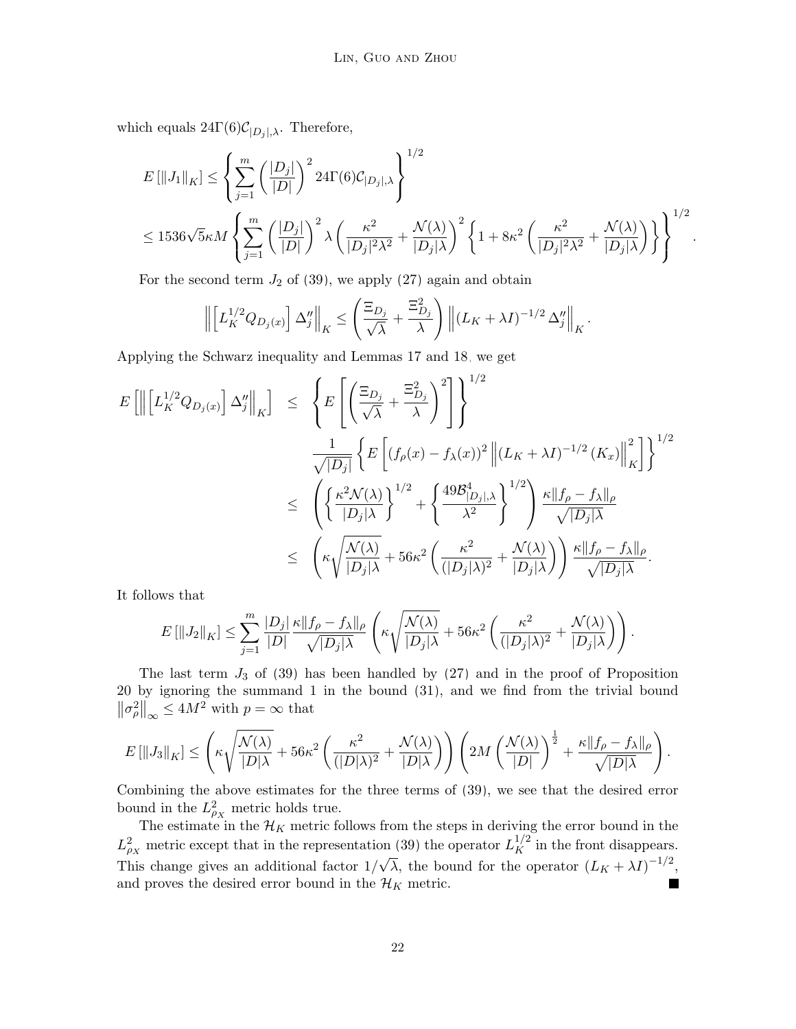which equals $24\Gamma(6)\mathcal{C}_{|D_j|,\lambda}$. Therefore,

$$
\begin{aligned}
E\left[\|J_1\|_K\right] &\leq \left\{\sum_{j=1}^m \left(\frac{|D_j|}{|D|}\right)^2 24\Gamma(6)\mathcal{C}_{|D_j|,\lambda}\right\}^{1/2} \\
&\leq 1536\sqrt{5}\kappa M \left\{\sum_{j=1}^m \left(\frac{|D_j|}{|D|}\right)^2 \lambda \left(\frac{\kappa^2}{|D_j|^2\lambda^2} + \frac{\mathcal{N}(\lambda)}{|D_j|\lambda}\right)^2 \left\{1 + 8\kappa^2 \left(\frac{\kappa^2}{|D_j|^2\lambda^2} + \frac{\mathcal{N}(\lambda)}{|D_j|\lambda}\right)\right\}\right\}^{1/2}.
\end{aligned}
$$

For the second term $J_2$ of (39), we apply (27) again and obtain

$$
\left\|\left[L_K^{1/2} Q_{D_j(x)}\right] \Delta_j''\right\|_K \leq \left(\frac{\Xi_{D_j}}{\sqrt{\lambda}} + \frac{\Xi_{D_j}^2}{\lambda}\right) \left\|(L_K + \lambda I)^{-1/2} \Delta_j''\right\|_K.
$$

Applying the Schwarz inequality and Lemmas 17 and 18, we get

$$
\begin{aligned}
E\left[\left\|\left[L_K^{1/2} Q_{D_j(x)}\right] \Delta_j''\right\|_K\right] &\leq \left\{E\left[\left(\frac{\Xi_{D_j}}{\sqrt{\lambda}} + \frac{\Xi_{D_j}^2}{\lambda}\right)^2\right]\right\}^{1/2} \\
&\quad \frac{1}{\sqrt{|D_j|}}\left\{E\left[(f_\rho(x) - f_\lambda(x))^2 \left\|(L_K + \lambda I)^{-1/2}(K_x)\right\|_K^2\right]\right\}^{1/2} \\
&\leq \left(\left\{\frac{\kappa^2\mathcal{N}(\lambda)}{|D_j|\lambda}\right\}^{1/2} + \left\{\frac{49\mathcal{B}_{|D_j|,\lambda}^4}{\lambda^2}\right\}^{1/2}\right) \frac{\kappa\|f_\rho - f_\lambda\|_\rho}{\sqrt{|D_j|\lambda}} \\
&\leq \left(\kappa\sqrt{\frac{\mathcal{N}(\lambda)}{|D_j|\lambda}} + 56\kappa^2\left(\frac{\kappa^2}{(|D_j|\lambda)^2} + \frac{\mathcal{N}(\lambda)}{|D_j|\lambda}\right)\right) \frac{\kappa\|f_\rho - f_\lambda\|_\rho}{\sqrt{|D_j|\lambda}}.
\end{aligned}
$$

It follows that

$$
E\left[\|J_2\|_K\right] \leq \sum_{j=1}^m \frac{|D_j|}{|D|} \frac{\kappa\|f_\rho - f_\lambda\|_\rho}{\sqrt{|D_j|\lambda}} \left(\kappa\sqrt{\frac{\mathcal{N}(\lambda)}{|D_j|\lambda}} + 56\kappa^2\left(\frac{\kappa^2}{(|D_j|\lambda)^2} + \frac{\mathcal{N}(\lambda)}{|D_j|\lambda}\right)\right).
$$

The last term $J_3$ of (39) has been handled by (27) and in the proof of Proposition 20 by ignoring the summand 1 in the bound (31), and we find from the trivial bound $\left\|\sigma_\rho^2\right\|_\infty \leq 4M^2$ with $p = \infty$ that

$$
E\left[\|J_3\|_K\right] \leq \left(\kappa\sqrt{\frac{\mathcal{N}(\lambda)}{|D|\lambda}} + 56\kappa^2\left(\frac{\kappa^2}{(|D|\lambda)^2} + \frac{\mathcal{N}(\lambda)}{|D|\lambda}\right)\right) \left(2M\left(\frac{\mathcal{N}(\lambda)}{|D|}\right)^{\frac{1}{2}} + \frac{\kappa\|f_\rho - f_\lambda\|_\rho}{\sqrt{|D|\lambda}}\right).
$$

Combining the above estimates for the three terms of (39), we see that the desired error bound in the $L^2_{\rho_X}$ metric holds true.

The estimate in the $\mathcal{H}_K$ metric follows from the steps in deriving the error bound in the $L^2_{\rho_X}$ metric except that in the representation (39) the operator $L_K^{1/2}$ in the front disappears. This change gives an additional factor $1/\sqrt{\lambda}$, the bound for the operator $(L_K + \lambda I)^{-1/2}$, and proves the desired error bound in the $\mathcal{H}_K$ metric. ∎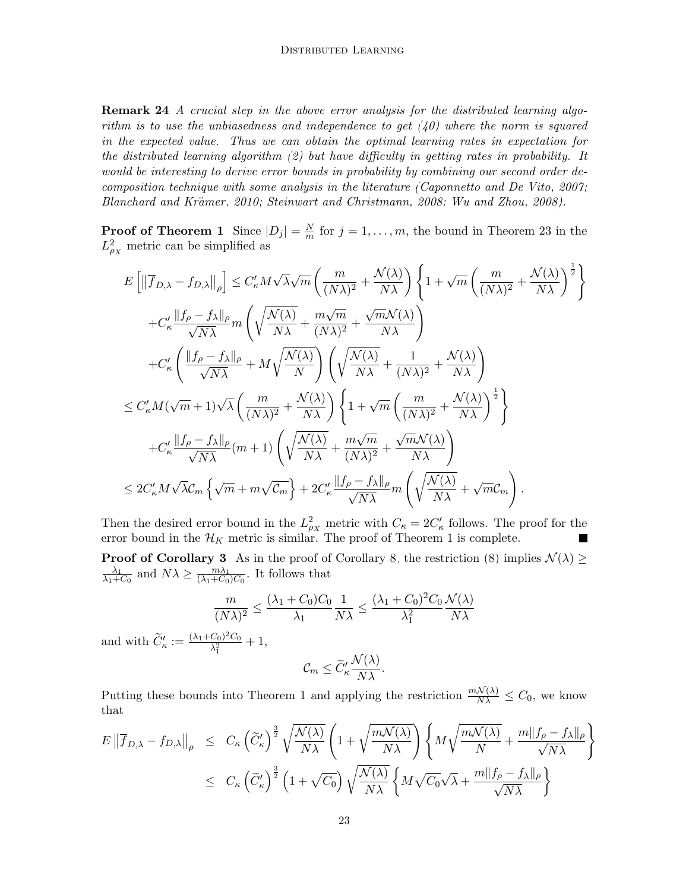**Remark 24** *A crucial step in the above error analysis for the distributed learning algorithm is to use the unbiasedness and independence to get (40) where the norm is squared in the expected value. Thus we can obtain the optimal learning rates in expectation for the distributed learning algorithm (2) but have difficulty in getting rates in probability. It would be interesting to derive error bounds in probability by combining our second order decomposition technique with some analysis in the literature (Caponnetto and De Vito, 2007; Blanchard and Krämer, 2010; Steinwart and Christmann, 2008; Wu and Zhou, 2008).*

**Proof of Theorem 1** Since $|D_j| = \frac{N}{m}$ for $j = 1, \ldots, m$, the bound in Theorem 23 in the $L^2_{\rho_X}$ metric can be simplified as

$$
\begin{aligned}
E\left[\left\|\overline{f}_{D,\lambda} - f_{D,\lambda}\right\|_\rho\right] &\leq C'_\kappa M\sqrt{\lambda}\sqrt{m}\left(\frac{m}{(N\lambda)^2} + \frac{\mathcal{N}(\lambda)}{N\lambda}\right)\left\{1 + \sqrt{m}\left(\frac{m}{(N\lambda)^2} + \frac{\mathcal{N}(\lambda)}{N\lambda}\right)^{\frac{1}{2}}\right\} \\
&\quad + C'_\kappa \frac{\|f_\rho - f_\lambda\|_\rho}{\sqrt{N\lambda}} m\left(\sqrt{\frac{\mathcal{N}(\lambda)}{N\lambda}} + \frac{m\sqrt{m}}{(N\lambda)^2} + \frac{\sqrt{m}\mathcal{N}(\lambda)}{N\lambda}\right) \\
&\quad + C'_\kappa\left(\frac{\|f_\rho - f_\lambda\|_\rho}{\sqrt{N\lambda}} + M\sqrt{\frac{\mathcal{N}(\lambda)}{N}}\right)\left(\sqrt{\frac{\mathcal{N}(\lambda)}{N\lambda}} + \frac{1}{(N\lambda)^2} + \frac{\mathcal{N}(\lambda)}{N\lambda}\right) \\
&\leq C'_\kappa M(\sqrt{m}+1)\sqrt{\lambda}\left(\frac{m}{(N\lambda)^2} + \frac{\mathcal{N}(\lambda)}{N\lambda}\right)\left\{1 + \sqrt{m}\left(\frac{m}{(N\lambda)^2} + \frac{\mathcal{N}(\lambda)}{N\lambda}\right)^{\frac{1}{2}}\right\} \\
&\quad + C'_\kappa \frac{\|f_\rho - f_\lambda\|_\rho}{\sqrt{N\lambda}}(m+1)\left(\sqrt{\frac{\mathcal{N}(\lambda)}{N\lambda}} + \frac{m\sqrt{m}}{(N\lambda)^2} + \frac{\sqrt{m}\mathcal{N}(\lambda)}{N\lambda}\right) \\
&\leq 2C'_\kappa M\sqrt{\lambda}\mathcal{C}_m\left\{\sqrt{m} + m\sqrt{\mathcal{C}_m}\right\} + 2C'_\kappa\frac{\|f_\rho - f_\lambda\|_\rho}{\sqrt{N\lambda}} m\left(\sqrt{\frac{\mathcal{N}(\lambda)}{N\lambda}} + \sqrt{m}\mathcal{C}_m\right).
\end{aligned}
$$

Then the desired error bound in the $L^2_{\rho_X}$ metric with $C_\kappa = 2C'_\kappa$ follows. The proof for the error bound in the $\mathcal{H}_K$ metric is similar. The proof of Theorem 1 is complete. ∎

**Proof of Corollary 3** As in the proof of Corollary 8, the restriction (8) implies $\mathcal{N}(\lambda) \geq \frac{\lambda_1}{\lambda_1 + C_0}$ and $N\lambda \geq \frac{m\lambda_1}{(\lambda_1 + C_0)C_0}$. It follows that

$$
\frac{m}{(N\lambda)^2} \leq \frac{(\lambda_1 + C_0)C_0}{\lambda_1}\frac{1}{N\lambda} \leq \frac{(\lambda_1 + C_0)^2 C_0}{\lambda_1^2}\frac{\mathcal{N}(\lambda)}{N\lambda}
$$

and with $\widetilde{C}'_\kappa := \frac{(\lambda_1 + C_0)^2 C_0}{\lambda_1^2} + 1$,

$$
\mathcal{C}_m \leq \widetilde{C}'_\kappa \frac{\mathcal{N}(\lambda)}{N\lambda}.
$$

Putting these bounds into Theorem 1 and applying the restriction $\frac{m\mathcal{N}(\lambda)}{N\lambda} \leq C_0$, we know that

$$
\begin{aligned}
E\left\|\overline{f}_{D,\lambda} - f_{D,\lambda}\right\|_\rho &\leq C_\kappa\left(\widetilde{C}'_\kappa\right)^{\frac{3}{2}}\sqrt{\frac{\mathcal{N}(\lambda)}{N\lambda}}\left(1 + \sqrt{\frac{m\mathcal{N}(\lambda)}{N\lambda}}\right)\left\{M\sqrt{\frac{m\mathcal{N}(\lambda)}{N}} + \frac{m\|f_\rho - f_\lambda\|_\rho}{\sqrt{N\lambda}}\right\} \\
&\leq C_\kappa\left(\widetilde{C}'_\kappa\right)^{\frac{3}{2}}\left(1 + \sqrt{C_0}\right)\sqrt{\frac{\mathcal{N}(\lambda)}{N\lambda}}\left\{M\sqrt{C_0}\sqrt{\lambda} + \frac{m\|f_\rho - f_\lambda\|_\rho}{\sqrt{N\lambda}}\right\}
\end{aligned}
$$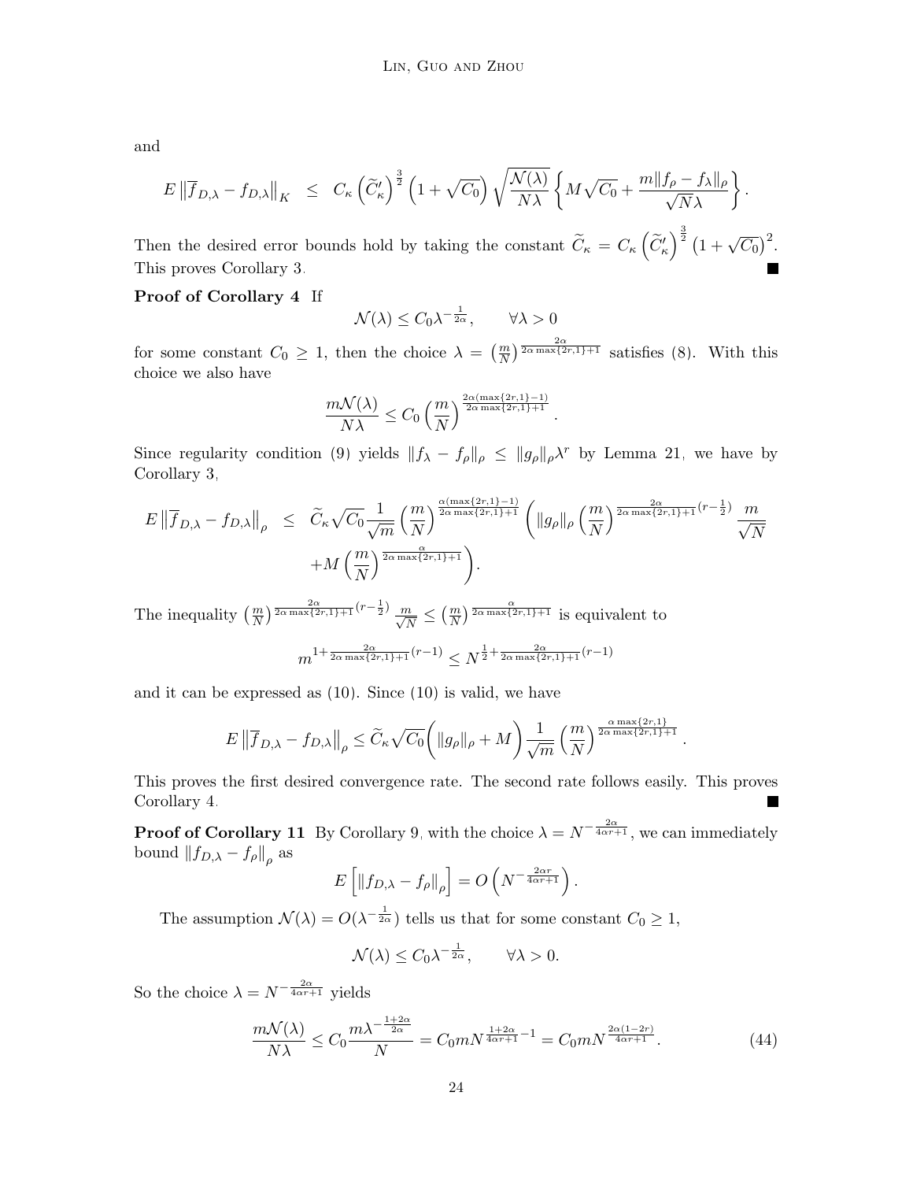and

$$E\left\|\overline{f}_{D,\lambda} - f_{D,\lambda}\right\|_K \leq C_\kappa \left(\widetilde{C}'_\kappa\right)^{\frac{3}{2}} \left(1+\sqrt{C_0}\right) \sqrt{\frac{\mathcal{N}(\lambda)}{N\lambda}} \left\{ M\sqrt{C_0} + \frac{m\|f_\rho - f_\lambda\|_\rho}{\sqrt{N}\lambda} \right\}.$$

Then the desired error bounds hold by taking the constant $\widetilde{C}_\kappa = C_\kappa \left(\widetilde{C}'_\kappa\right)^{\frac{3}{2}} \left(1+\sqrt{C_0}\right)^2$. This proves Corollary 3. ■

**Proof of Corollary 4** If

$$\mathcal{N}(\lambda) \leq C_0 \lambda^{-\frac{1}{2\alpha}}, \qquad \forall \lambda > 0$$

for some constant $C_0 \geq 1$, then the choice $\lambda = \left(\frac{m}{N}\right)^{\frac{2\alpha}{2\alpha \max\{2r,1\}+1}}$ satisfies (8). With this choice we also have

$$\frac{m\mathcal{N}(\lambda)}{N\lambda} \leq C_0 \left(\frac{m}{N}\right)^{\frac{2\alpha(\max\{2r,1\}-1)}{2\alpha\max\{2r,1\}+1}}.$$

Since regularity condition (9) yields $\|f_\lambda - f_\rho\|_\rho \leq \|g_\rho\|_\rho \lambda^r$ by Lemma 21, we have by Corollary 3,

$$\begin{aligned} E\left\|\overline{f}_{D,\lambda} - f_{D,\lambda}\right\|_\rho &\leq \widetilde{C}_\kappa \sqrt{C_0} \frac{1}{\sqrt{m}} \left(\frac{m}{N}\right)^{\frac{\alpha(\max\{2r,1\}-1)}{2\alpha\max\{2r,1\}+1}} \left( \|g_\rho\|_\rho \left(\frac{m}{N}\right)^{\frac{2\alpha}{2\alpha\max\{2r,1\}+1}(r-\frac{1}{2})} \frac{m}{\sqrt{N}} \right. \\ &\left. \quad + M \left(\frac{m}{N}\right)^{\frac{\alpha}{2\alpha\max\{2r,1\}+1}} \right). \end{aligned}$$

The inequality $\left(\frac{m}{N}\right)^{\frac{2\alpha}{2\alpha\max\{2r,1\}+1}(r-\frac{1}{2})} \frac{m}{\sqrt{N}} \leq \left(\frac{m}{N}\right)^{\frac{\alpha}{2\alpha\max\{2r,1\}+1}}$ is equivalent to

$$m^{1+\frac{2\alpha}{2\alpha\max\{2r,1\}+1}(r-1)} \leq N^{\frac{1}{2}+\frac{2\alpha}{2\alpha\max\{2r,1\}+1}(r-1)}$$

and it can be expressed as (10). Since (10) is valid, we have

$$E\left\|\overline{f}_{D,\lambda} - f_{D,\lambda}\right\|_\rho \leq \widetilde{C}_\kappa \sqrt{C_0} \left( \|g_\rho\|_\rho + M \right) \frac{1}{\sqrt{m}} \left(\frac{m}{N}\right)^{\frac{\alpha\max\{2r,1\}}{2\alpha\max\{2r,1\}+1}}.$$

This proves the first desired convergence rate. The second rate follows easily. This proves Corollary 4. ■

**Proof of Corollary 11** By Corollary 9, with the choice $\lambda = N^{-\frac{2\alpha}{4\alpha r+1}}$, we can immediately bound $\|f_{D,\lambda} - f_\rho\|_\rho$ as

$$E\left[\|f_{D,\lambda} - f_\rho\|_\rho\right] = O\left(N^{-\frac{2\alpha r}{4\alpha r+1}}\right).$$

The assumption $\mathcal{N}(\lambda) = O(\lambda^{-\frac{1}{2\alpha}})$ tells us that for some constant $C_0 \geq 1$,

$$\mathcal{N}(\lambda) \leq C_0 \lambda^{-\frac{1}{2\alpha}}, \qquad \forall \lambda > 0.$$

So the choice $\lambda = N^{-\frac{2\alpha}{4\alpha r+1}}$ yields

$$\frac{m\mathcal{N}(\lambda)}{N\lambda} \leq C_0 \frac{m\lambda^{-\frac{1+2\alpha}{2\alpha}}}{N} = C_0 m N^{\frac{1+2\alpha}{4\alpha r+1}-1} = C_0 m N^{\frac{2\alpha(1-2r)}{4\alpha r+1}}. \tag{44}$$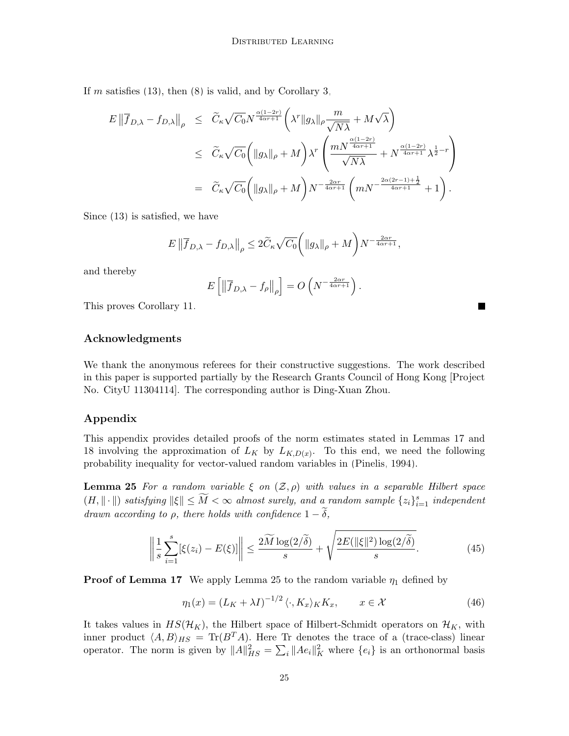If $m$ satisfies (13), then (8) is valid, and by Corollary 3,

$$
\begin{aligned}
E\left\|\overline{f}_{D,\lambda} - f_{D,\lambda}\right\|_\rho &\leq \widetilde{C}_\kappa \sqrt{C_0} N^{\frac{\alpha(1-2r)}{4\alpha r+1}} \left(\lambda^r \|g_\lambda\|_\rho \frac{m}{\sqrt{N\lambda}} + M\sqrt{\lambda}\right) \\
&\leq \widetilde{C}_\kappa \sqrt{C_0} \Big(\|g_\lambda\|_\rho + M\Big) \lambda^r \left(\frac{m N^{\frac{\alpha(1-2r)}{4\alpha r+1}}}{\sqrt{N\lambda}} + N^{\frac{\alpha(1-2r)}{4\alpha r+1}} \lambda^{\frac{1}{2}-r}\right) \\
&= \widetilde{C}_\kappa \sqrt{C_0} \Big(\|g_\lambda\|_\rho + M\Big) N^{-\frac{2\alpha r}{4\alpha r+1}} \left(m N^{-\frac{2\alpha(2r-1)+\frac{1}{2}}{4\alpha r+1}} + 1\right).
\end{aligned}
$$

Since (13) is satisfied, we have

$$
E\left\|\overline{f}_{D,\lambda} - f_{D,\lambda}\right\|_\rho \leq 2\widetilde{C}_\kappa \sqrt{C_0}\Big(\|g_\lambda\|_\rho + M\Big) N^{-\frac{2\alpha r}{4\alpha r+1}},
$$

and thereby

$$
E\left[\left\|\overline{f}_{D,\lambda} - f_\rho\right\|_\rho\right] = O\left(N^{-\frac{2\alpha r}{4\alpha r+1}}\right).
$$

This proves Corollary 11. ∎

## Acknowledgments

We thank the anonymous referees for their constructive suggestions. The work described in this paper is supported partially by the Research Grants Council of Hong Kong [Project No. CityU 11304114]. The corresponding author is Ding-Xuan Zhou.

## Appendix

This appendix provides detailed proofs of the norm estimates stated in Lemmas 17 and 18 involving the approximation of $L_K$ by $L_{K,D(x)}$. To this end, we need the following probability inequality for vector-valued random variables in (Pinelis, 1994).

**Lemma 25** *For a random variable $\xi$ on $(\mathcal{Z}, \rho)$ with values in a separable Hilbert space $(H, \|\cdot\|)$ satisfying $\|\xi\| \leq \widetilde{M} < \infty$ almost surely, and a random sample $\{z_i\}_{i=1}^s$ independent drawn according to $\rho$, there holds with confidence $1 - \widetilde{\delta}$,*

$$
\left\|\frac{1}{s}\sum_{i=1}^{s}[\xi(z_i) - E(\xi)]\right\| \leq \frac{2\widetilde{M}\log(2/\widetilde{\delta})}{s} + \sqrt{\frac{2E(\|\xi\|^2)\log(2/\widetilde{\delta})}{s}}. \tag{45}
$$

**Proof of Lemma 17** We apply Lemma 25 to the random variable $\eta_1$ defined by

$$
\eta_1(x) = (L_K + \lambda I)^{-1/2} \langle \cdot, K_x\rangle_K K_x, \qquad x \in \mathcal{X} \tag{46}
$$

It takes values in $HS(\mathcal{H}_K)$, the Hilbert space of Hilbert-Schmidt operators on $\mathcal{H}_K$, with inner product $\langle A, B\rangle_{HS} = \mathrm{Tr}(B^T A)$. Here Tr denotes the trace of a (trace-class) linear operator. The norm is given by $\|A\|_{HS}^2 = \sum_i \|Ae_i\|_K^2$ where $\{e_i\}$ is an orthonormal basis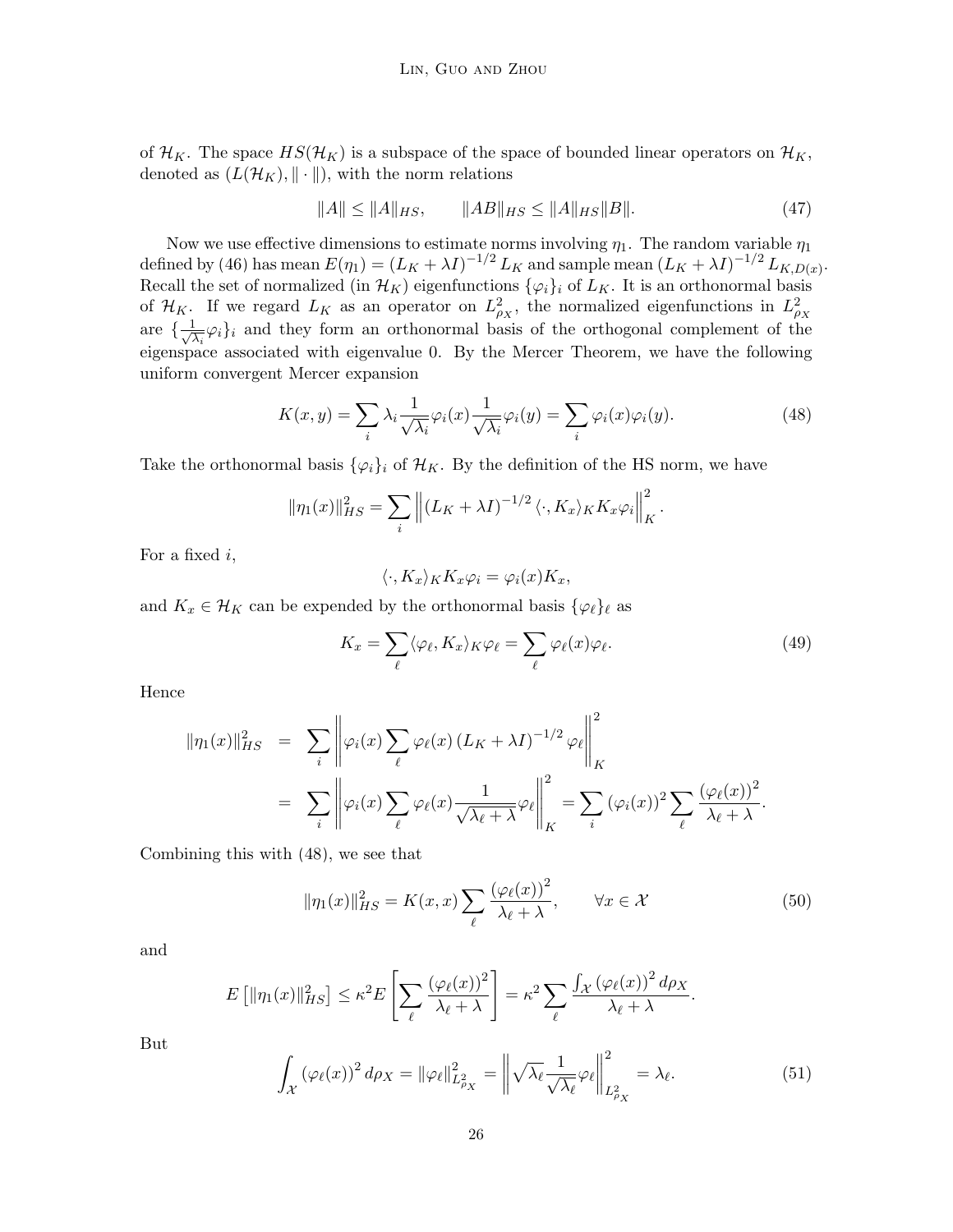of $\mathcal{H}_K$. The space $HS(\mathcal{H}_K)$ is a subspace of the space of bounded linear operators on $\mathcal{H}_K$, denoted as $(L(\mathcal{H}_K), \|\cdot\|)$, with the norm relations

$$\|A\| \leq \|A\|_{HS}, \qquad \|AB\|_{HS} \leq \|A\|_{HS}\|B\|. \tag{47}$$

Now we use effective dimensions to estimate norms involving $\eta_1$. The random variable $\eta_1$ defined by (46) has mean $E(\eta_1) = (L_K + \lambda I)^{-1/2} L_K$ and sample mean $(L_K + \lambda I)^{-1/2} L_{K,D(x)}$. Recall the set of normalized (in $\mathcal{H}_K$) eigenfunctions $\{\varphi_i\}_i$ of $L_K$. It is an orthonormal basis of $\mathcal{H}_K$. If we regard $L_K$ as an operator on $L^2_{\rho_X}$, the normalized eigenfunctions in $L^2_{\rho_X}$ are $\{\frac{1}{\sqrt{\lambda_i}}\varphi_i\}_i$ and they form an orthonormal basis of the orthogonal complement of the eigenspace associated with eigenvalue 0. By the Mercer Theorem, we have the following uniform convergent Mercer expansion

$$K(x,y) = \sum_i \lambda_i \frac{1}{\sqrt{\lambda_i}}\varphi_i(x)\frac{1}{\sqrt{\lambda_i}}\varphi_i(y) = \sum_i \varphi_i(x)\varphi_i(y). \tag{48}$$

Take the orthonormal basis $\{\varphi_i\}_i$ of $\mathcal{H}_K$. By the definition of the HS norm, we have

$$\|\eta_1(x)\|^2_{HS} = \sum_i \left\| (L_K + \lambda I)^{-1/2} \langle \cdot, K_x\rangle_K K_x \varphi_i \right\|^2_K.$$

For a fixed $i$,

$$\langle \cdot, K_x\rangle_K K_x \varphi_i = \varphi_i(x) K_x,$$

and $K_x \in \mathcal{H}_K$ can be expended by the orthonormal basis $\{\varphi_\ell\}_\ell$ as

$$K_x = \sum_\ell \langle \varphi_\ell, K_x\rangle_K \varphi_\ell = \sum_\ell \varphi_\ell(x)\varphi_\ell. \tag{49}$$

Hence

$$\begin{aligned}
\|\eta_1(x)\|^2_{HS} &= \sum_i \left\| \varphi_i(x) \sum_\ell \varphi_\ell(x) \left(L_K + \lambda I\right)^{-1/2} \varphi_\ell \right\|^2_K \\
&= \sum_i \left\| \varphi_i(x) \sum_\ell \varphi_\ell(x) \frac{1}{\sqrt{\lambda_\ell + \lambda}} \varphi_\ell \right\|^2_K = \sum_i \left(\varphi_i(x)\right)^2 \sum_\ell \frac{\left(\varphi_\ell(x)\right)^2}{\lambda_\ell + \lambda}.
\end{aligned}$$

Combining this with (48), we see that

$$\|\eta_1(x)\|^2_{HS} = K(x,x) \sum_\ell \frac{\left(\varphi_\ell(x)\right)^2}{\lambda_\ell + \lambda}, \qquad \forall x \in \mathcal{X} \tag{50}$$

and

$$E\left[\|\eta_1(x)\|^2_{HS}\right] \leq \kappa^2 E\left[\sum_\ell \frac{\left(\varphi_\ell(x)\right)^2}{\lambda_\ell + \lambda}\right] = \kappa^2 \sum_\ell \frac{\int_{\mathcal{X}} \left(\varphi_\ell(x)\right)^2 d\rho_X}{\lambda_\ell + \lambda}.$$

But

$$\int_{\mathcal{X}} \left(\varphi_\ell(x)\right)^2 d\rho_X = \|\varphi_\ell\|^2_{L^2_{\rho_X}} = \left\| \sqrt{\lambda_\ell} \frac{1}{\sqrt{\lambda_\ell}} \varphi_\ell \right\|^2_{L^2_{\rho_X}} = \lambda_\ell. \tag{51}$$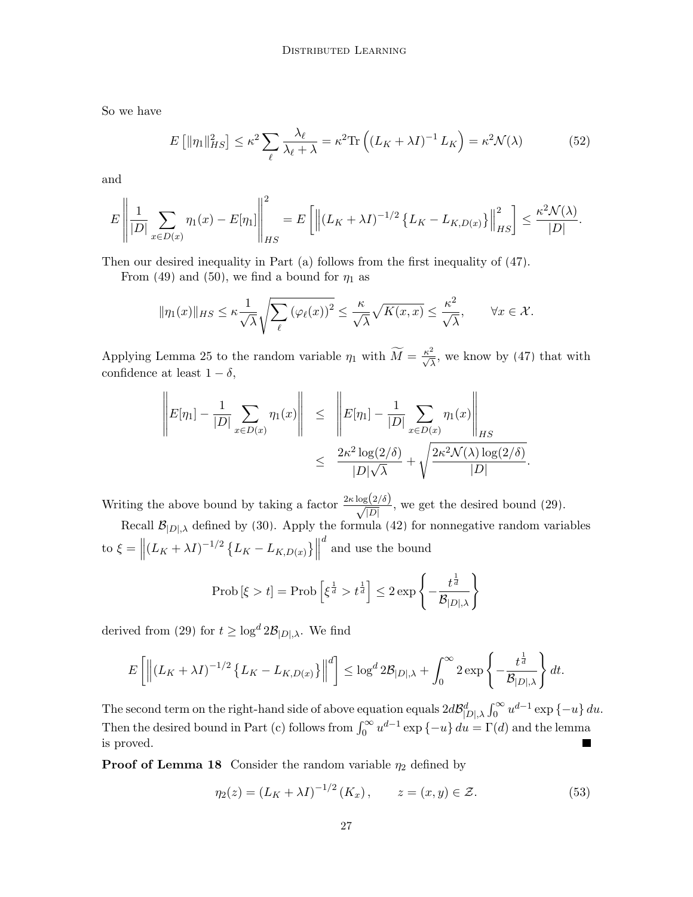So we have

$$E\left[\|\eta_1\|_{HS}^2\right] \leq \kappa^2 \sum_\ell \frac{\lambda_\ell}{\lambda_\ell + \lambda} = \kappa^2 \mathrm{Tr}\left((L_K + \lambda I)^{-1} L_K\right) = \kappa^2 \mathcal{N}(\lambda) \tag{52}$$

and

$$E\left\|\frac{1}{|D|}\sum_{x\in D(x)} \eta_1(x) - E[\eta_1]\right\|_{HS}^2 = E\left[\left\|(L_K + \lambda I)^{-1/2}\left\{L_K - L_{K,D(x)}\right\}\right\|_{HS}^2\right] \leq \frac{\kappa^2 \mathcal{N}(\lambda)}{|D|}.$$

Then our desired inequality in Part (a) follows from the first inequality of (47).

From (49) and (50), we find a bound for $\eta_1$ as

$$\|\eta_1(x)\|_{HS} \leq \kappa \frac{1}{\sqrt{\lambda}} \sqrt{\sum_\ell (\varphi_\ell(x))^2} \leq \frac{\kappa}{\sqrt{\lambda}} \sqrt{K(x,x)} \leq \frac{\kappa^2}{\sqrt{\lambda}}, \qquad \forall x \in \mathcal{X}.$$

Applying Lemma 25 to the random variable $\eta_1$ with $\widetilde{M} = \frac{\kappa^2}{\sqrt{\lambda}}$, we know by (47) that with confidence at least $1-\delta$,

$$\begin{aligned}\left\|E[\eta_1] - \frac{1}{|D|}\sum_{x\in D(x)} \eta_1(x)\right\| &\leq \left\|E[\eta_1] - \frac{1}{|D|}\sum_{x\in D(x)} \eta_1(x)\right\|_{HS} \\ &\leq \frac{2\kappa^2 \log(2/\delta)}{|D|\sqrt{\lambda}} + \sqrt{\frac{2\kappa^2 \mathcal{N}(\lambda)\log(2/\delta)}{|D|}}.\end{aligned}$$

Writing the above bound by taking a factor $\frac{2\kappa \log\left(2/\delta\right)}{\sqrt{|D|}}$, we get the desired bound (29).

Recall $\mathcal{B}_{|D|,\lambda}$ defined by (30). Apply the formula (42) for nonnegative random variables to $\xi = \left\|(L_K + \lambda I)^{-1/2}\left\{L_K - L_{K,D(x)}\right\}\right\|^d$ and use the bound

$$\mathrm{Prob}\left[\xi > t\right] = \mathrm{Prob}\left[\xi^{\frac{1}{d}} > t^{\frac{1}{d}}\right] \leq 2\exp\left\{-\frac{t^{\frac{1}{d}}}{\mathcal{B}_{|D|,\lambda}}\right\}$$

derived from (29) for $t \geq \log^d 2\mathcal{B}_{|D|,\lambda}$. We find

$$E\left[\left\|(L_K + \lambda I)^{-1/2}\left\{L_K - L_{K,D(x)}\right\}\right\|^d\right] \leq \log^d 2\mathcal{B}_{|D|,\lambda} + \int_0^\infty 2\exp\left\{-\frac{t^{\frac{1}{d}}}{\mathcal{B}_{|D|,\lambda}}\right\} dt.$$

The second term on the right-hand side of above equation equals $2d\mathcal{B}_{|D|,\lambda}^d \int_0^\infty u^{d-1}\exp\{-u\}\, du$. Then the desired bound in Part (c) follows from $\int_0^\infty u^{d-1}\exp\{-u\}\, du = \Gamma(d)$ and the lemma is proved. ∎

**Proof of Lemma 18** Consider the random variable $\eta_2$ defined by

$$\eta_2(z) = (L_K + \lambda I)^{-1/2}(K_x), \qquad z = (x,y) \in \mathcal{Z}. \tag{53}$$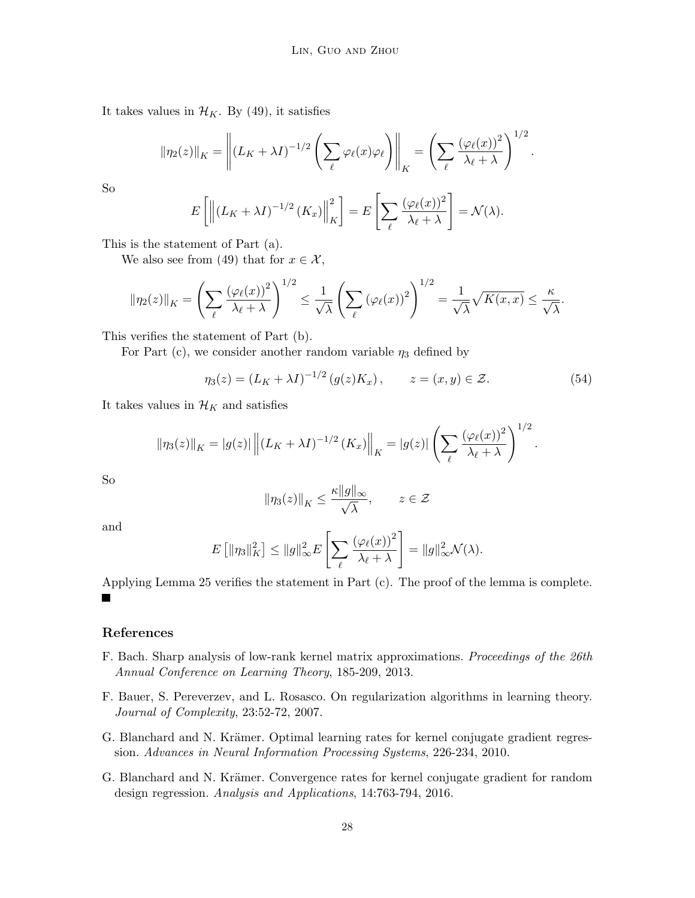It takes values in $\mathcal{H}_K$. By (49), it satisfies

$$\|\eta_2(z)\|_K = \left\| (L_K + \lambda I)^{-1/2} \left( \sum_\ell \varphi_\ell(x)\varphi_\ell \right) \right\|_K = \left( \sum_\ell \frac{(\varphi_\ell(x))^2}{\lambda_\ell + \lambda} \right)^{1/2}.$$

So

$$E\left[ \left\| (L_K + \lambda I)^{-1/2} (K_x) \right\|_K^2 \right] = E\left[ \sum_\ell \frac{(\varphi_\ell(x))^2}{\lambda_\ell + \lambda} \right] = \mathcal{N}(\lambda).$$

This is the statement of Part (a).

We also see from (49) that for $x \in \mathcal{X}$,

$$\|\eta_2(z)\|_K = \left( \sum_\ell \frac{(\varphi_\ell(x))^2}{\lambda_\ell + \lambda} \right)^{1/2} \leq \frac{1}{\sqrt{\lambda}} \left( \sum_\ell (\varphi_\ell(x))^2 \right)^{1/2} = \frac{1}{\sqrt{\lambda}} \sqrt{K(x,x)} \leq \frac{\kappa}{\sqrt{\lambda}}.$$

This verifies the statement of Part (b).

For Part (c), we consider another random variable $\eta_3$ defined by

$$\eta_3(z) = (L_K + \lambda I)^{-1/2} (g(z)K_x), \qquad z = (x, y) \in \mathcal{Z}. \tag{54}$$

It takes values in $\mathcal{H}_K$ and satisfies

$$\|\eta_3(z)\|_K = |g(z)| \left\| (L_K + \lambda I)^{-1/2} (K_x) \right\|_K = |g(z)| \left( \sum_\ell \frac{(\varphi_\ell(x))^2}{\lambda_\ell + \lambda} \right)^{1/2}.$$

So

$$\|\eta_3(z)\|_K \leq \frac{\kappa \|g\|_\infty}{\sqrt{\lambda}}, \qquad z \in \mathcal{Z}$$

and

$$E\left[ \|\eta_3\|_K^2 \right] \leq \|g\|_\infty^2 E\left[ \sum_\ell \frac{(\varphi_\ell(x))^2}{\lambda_\ell + \lambda} \right] = \|g\|_\infty^2 \mathcal{N}(\lambda).$$

Applying Lemma 25 verifies the statement in Part (c). The proof of the lemma is complete. ■

## References

F. Bach. Sharp analysis of low-rank kernel matrix approximations. *Proceedings of the 26th Annual Conference on Learning Theory*, 185-209, 2013.

F. Bauer, S. Pereverzev, and L. Rosasco. On regularization algorithms in learning theory. *Journal of Complexity*, 23:52-72, 2007.

G. Blanchard and N. Krämer. Optimal learning rates for kernel conjugate gradient regression. *Advances in Neural Information Processing Systems*, 226-234, 2010.

G. Blanchard and N. Krämer. Convergence rates for kernel conjugate gradient for random design regression. *Analysis and Applications*, 14:763-794, 2016.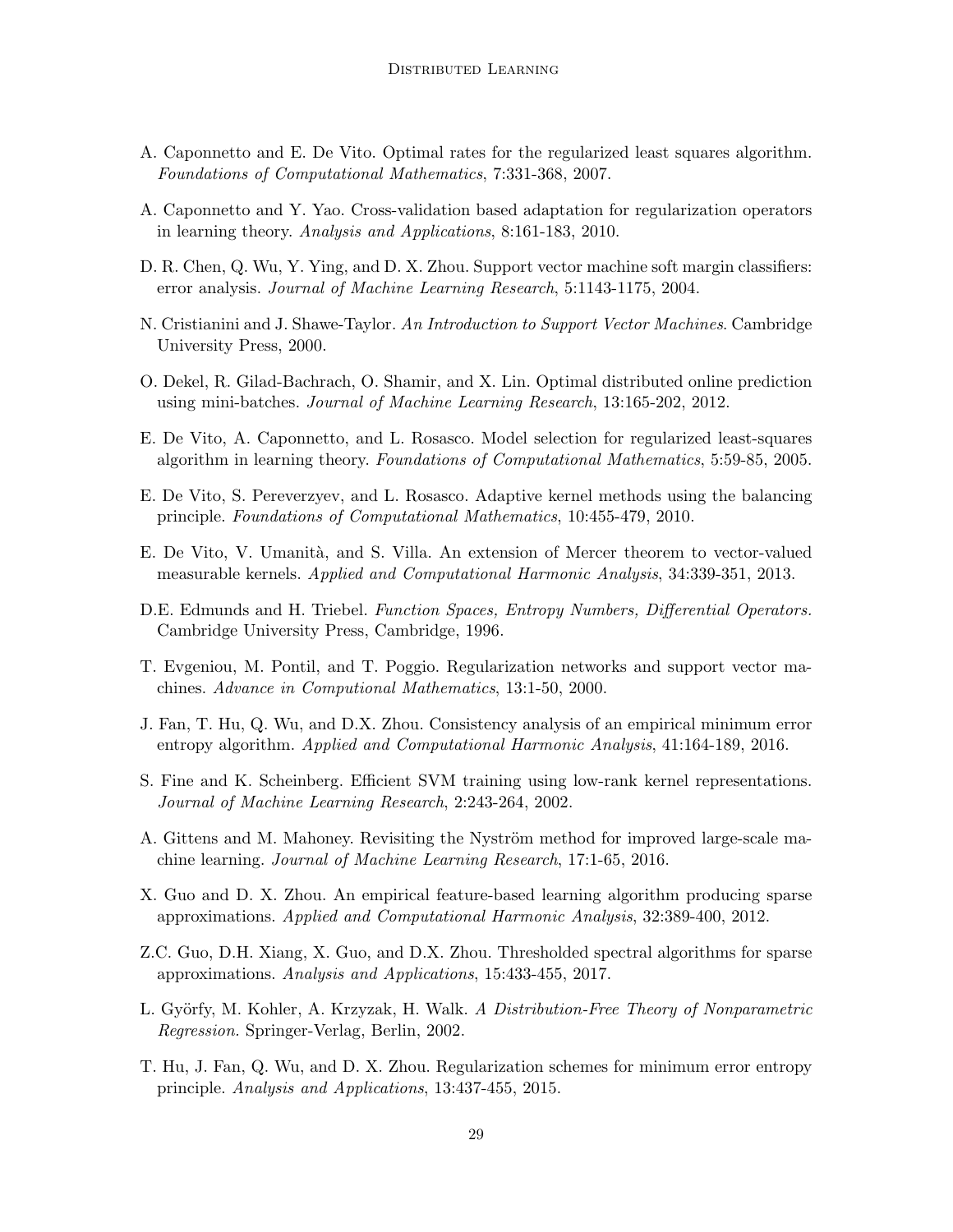A. Caponnetto and E. De Vito. Optimal rates for the regularized least squares algorithm. *Foundations of Computational Mathematics*, 7:331-368, 2007.

A. Caponnetto and Y. Yao. Cross-validation based adaptation for regularization operators in learning theory. *Analysis and Applications*, 8:161-183, 2010.

D. R. Chen, Q. Wu, Y. Ying, and D. X. Zhou. Support vector machine soft margin classifiers: error analysis. *Journal of Machine Learning Research*, 5:1143-1175, 2004.

N. Cristianini and J. Shawe-Taylor. *An Introduction to Support Vector Machines*. Cambridge University Press, 2000.

O. Dekel, R. Gilad-Bachrach, O. Shamir, and X. Lin. Optimal distributed online prediction using mini-batches. *Journal of Machine Learning Research*, 13:165-202, 2012.

E. De Vito, A. Caponnetto, and L. Rosasco. Model selection for regularized least-squares algorithm in learning theory. *Foundations of Computational Mathematics*, 5:59-85, 2005.

E. De Vito, S. Pereverzyev, and L. Rosasco. Adaptive kernel methods using the balancing principle. *Foundations of Computational Mathematics*, 10:455-479, 2010.

E. De Vito, V. Umanità, and S. Villa. An extension of Mercer theorem to vector-valued measurable kernels. *Applied and Computational Harmonic Analysis*, 34:339-351, 2013.

D.E. Edmunds and H. Triebel. *Function Spaces, Entropy Numbers, Differential Operators.* Cambridge University Press, Cambridge, 1996.

T. Evgeniou, M. Pontil, and T. Poggio. Regularization networks and support vector machines. *Advance in Computional Mathematics*, 13:1-50, 2000.

J. Fan, T. Hu, Q. Wu, and D.X. Zhou. Consistency analysis of an empirical minimum error entropy algorithm. *Applied and Computational Harmonic Analysis*, 41:164-189, 2016.

S. Fine and K. Scheinberg. Efficient SVM training using low-rank kernel representations. *Journal of Machine Learning Research*, 2:243-264, 2002.

A. Gittens and M. Mahoney. Revisiting the Nyström method for improved large-scale machine learning. *Journal of Machine Learning Research*, 17:1-65, 2016.

X. Guo and D. X. Zhou. An empirical feature-based learning algorithm producing sparse approximations. *Applied and Computational Harmonic Analysis*, 32:389-400, 2012.

Z.C. Guo, D.H. Xiang, X. Guo, and D.X. Zhou. Thresholded spectral algorithms for sparse approximations. *Analysis and Applications*, 15:433-455, 2017.

L. Györfy, M. Kohler, A. Krzyzak, H. Walk. *A Distribution-Free Theory of Nonparametric Regression.* Springer-Verlag, Berlin, 2002.

T. Hu, J. Fan, Q. Wu, and D. X. Zhou. Regularization schemes for minimum error entropy principle. *Analysis and Applications*, 13:437-455, 2015.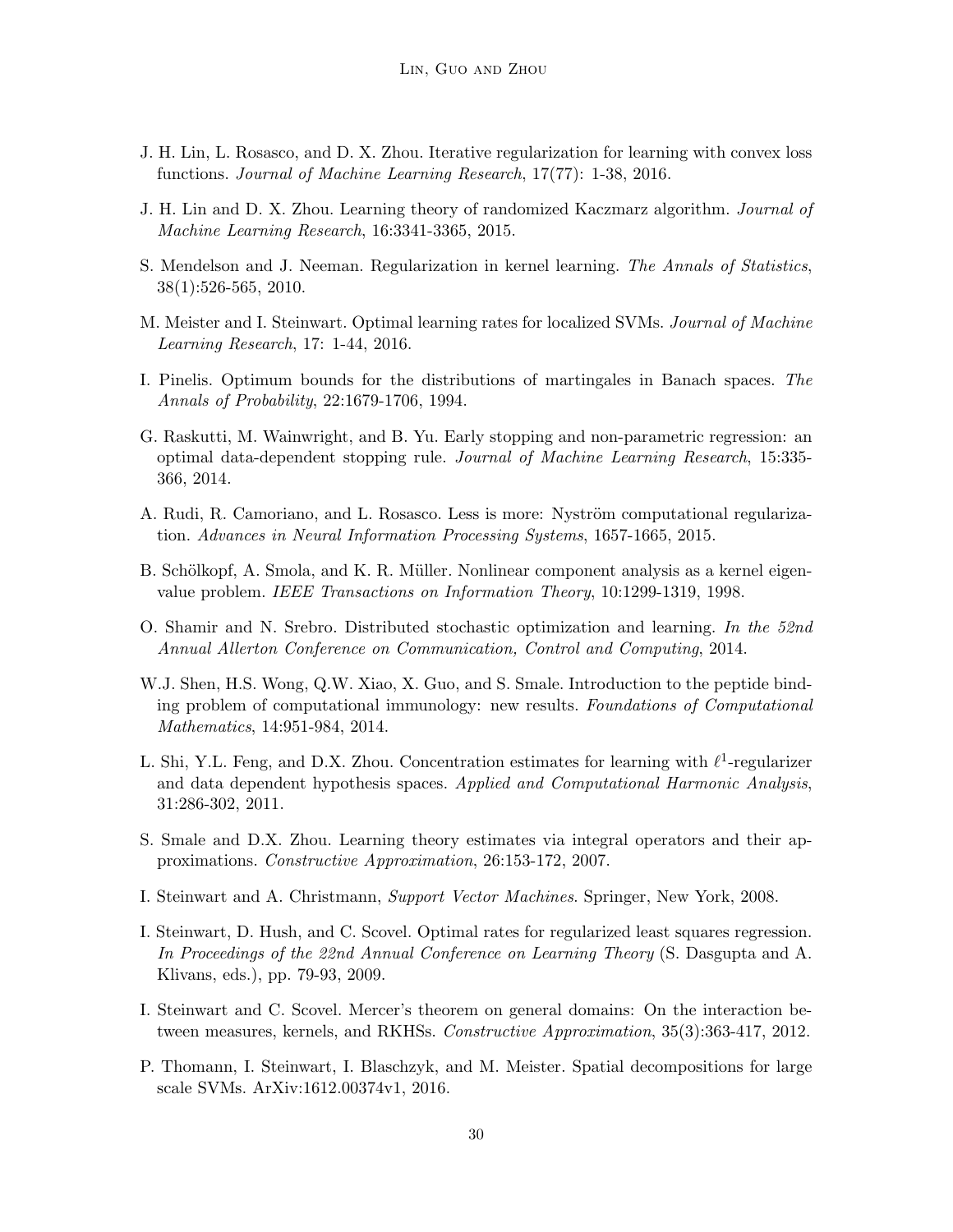J. H. Lin, L. Rosasco, and D. X. Zhou. Iterative regularization for learning with convex loss functions. *Journal of Machine Learning Research*, 17(77): 1-38, 2016.

J. H. Lin and D. X. Zhou. Learning theory of randomized Kaczmarz algorithm. *Journal of Machine Learning Research*, 16:3341-3365, 2015.

S. Mendelson and J. Neeman. Regularization in kernel learning. *The Annals of Statistics*, 38(1):526-565, 2010.

M. Meister and I. Steinwart. Optimal learning rates for localized SVMs. *Journal of Machine Learning Research*, 17: 1-44, 2016.

I. Pinelis. Optimum bounds for the distributions of martingales in Banach spaces. *The Annals of Probability*, 22:1679-1706, 1994.

G. Raskutti, M. Wainwright, and B. Yu. Early stopping and non-parametric regression: an optimal data-dependent stopping rule. *Journal of Machine Learning Research*, 15:335-366, 2014.

A. Rudi, R. Camoriano, and L. Rosasco. Less is more: Nyström computational regularization. *Advances in Neural Information Processing Systems*, 1657-1665, 2015.

B. Schölkopf, A. Smola, and K. R. Müller. Nonlinear component analysis as a kernel eigenvalue problem. *IEEE Transactions on Information Theory*, 10:1299-1319, 1998.

O. Shamir and N. Srebro. Distributed stochastic optimization and learning. *In the 52nd Annual Allerton Conference on Communication, Control and Computing*, 2014.

W.J. Shen, H.S. Wong, Q.W. Xiao, X. Guo, and S. Smale. Introduction to the peptide binding problem of computational immunology: new results. *Foundations of Computational Mathematics*, 14:951-984, 2014.

L. Shi, Y.L. Feng, and D.X. Zhou. Concentration estimates for learning with $\ell^1$-regularizer and data dependent hypothesis spaces. *Applied and Computational Harmonic Analysis*, 31:286-302, 2011.

S. Smale and D.X. Zhou. Learning theory estimates via integral operators and their approximations. *Constructive Approximation*, 26:153-172, 2007.

I. Steinwart and A. Christmann, *Support Vector Machines*. Springer, New York, 2008.

I. Steinwart, D. Hush, and C. Scovel. Optimal rates for regularized least squares regression. *In Proceedings of the 22nd Annual Conference on Learning Theory* (S. Dasgupta and A. Klivans, eds.), pp. 79-93, 2009.

I. Steinwart and C. Scovel. Mercer's theorem on general domains: On the interaction between measures, kernels, and RKHSs. *Constructive Approximation*, 35(3):363-417, 2012.

P. Thomann, I. Steinwart, I. Blaschzyk, and M. Meister. Spatial decompositions for large scale SVMs. ArXiv:1612.00374v1, 2016.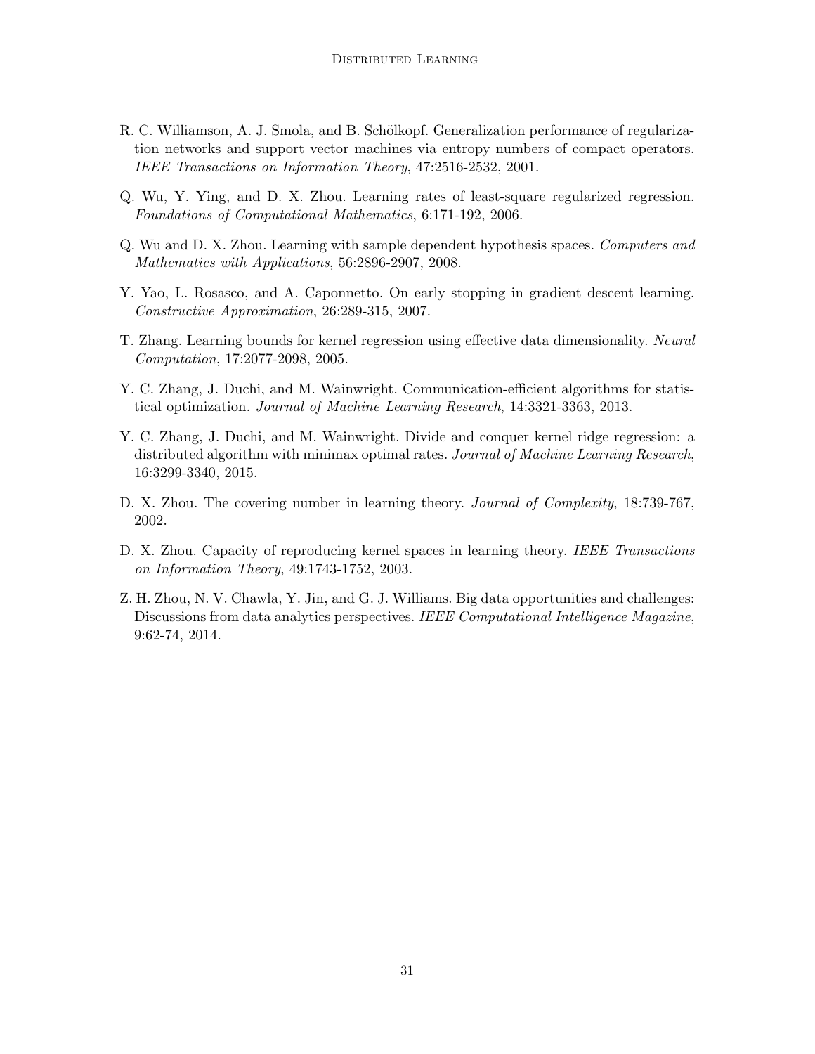R. C. Williamson, A. J. Smola, and B. Schölkopf. Generalization performance of regularization networks and support vector machines via entropy numbers of compact operators. *IEEE Transactions on Information Theory*, 47:2516-2532, 2001.

Q. Wu, Y. Ying, and D. X. Zhou. Learning rates of least-square regularized regression. *Foundations of Computational Mathematics*, 6:171-192, 2006.

Q. Wu and D. X. Zhou. Learning with sample dependent hypothesis spaces. *Computers and Mathematics with Applications*, 56:2896-2907, 2008.

Y. Yao, L. Rosasco, and A. Caponnetto. On early stopping in gradient descent learning. *Constructive Approximation*, 26:289-315, 2007.

T. Zhang. Learning bounds for kernel regression using effective data dimensionality. *Neural Computation*, 17:2077-2098, 2005.

Y. C. Zhang, J. Duchi, and M. Wainwright. Communication-efficient algorithms for statistical optimization. *Journal of Machine Learning Research*, 14:3321-3363, 2013.

Y. C. Zhang, J. Duchi, and M. Wainwright. Divide and conquer kernel ridge regression: a distributed algorithm with minimax optimal rates. *Journal of Machine Learning Research*, 16:3299-3340, 2015.

D. X. Zhou. The covering number in learning theory. *Journal of Complexity*, 18:739-767, 2002.

D. X. Zhou. Capacity of reproducing kernel spaces in learning theory. *IEEE Transactions on Information Theory*, 49:1743-1752, 2003.

Z. H. Zhou, N. V. Chawla, Y. Jin, and G. J. Williams. Big data opportunities and challenges: Discussions from data analytics perspectives. *IEEE Computational Intelligence Magazine*, 9:62-74, 2014.